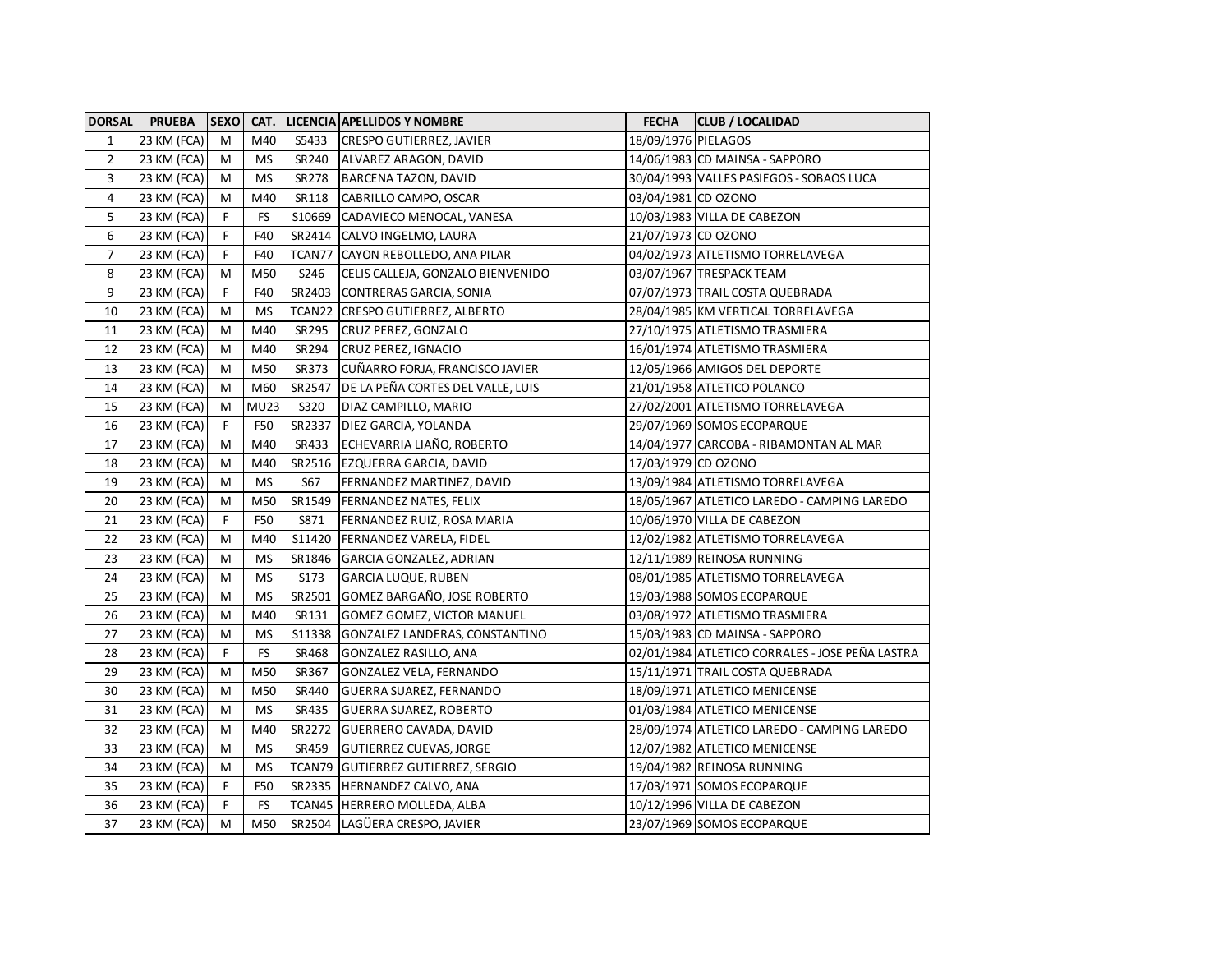| DORSAL | PRUEBA | SEXO | CAT. | LICENCIA | APELLIDOS Y NOMBRE | FECHA | CLUB / LOCALIDAD |
|---|---|---|---|---|---|---|---|
| 1 | 23 KM (FCA) | M | M40 | S5433 | CRESPO GUTIERREZ, JAVIER | 18/09/1976 | PIELAGOS |
| 2 | 23 KM (FCA) | M | MS | SR240 | ALVAREZ ARAGON, DAVID | 14/06/1983 | CD MAINSA - SAPPORO |
| 3 | 23 KM (FCA) | M | MS | SR278 | BARCENA TAZON, DAVID | 30/04/1993 | VALLES PASIEGOS - SOBAOS LUCA |
| 4 | 23 KM (FCA) | M | M40 | SR118 | CABRILLO CAMPO, OSCAR | 03/04/1981 | CD OZONO |
| 5 | 23 KM (FCA) | F | FS | S10669 | CADAVIECO MENOCAL, VANESA | 10/03/1983 | VILLA DE CABEZON |
| 6 | 23 KM (FCA) | F | F40 | SR2414 | CALVO INGELMO, LAURA | 21/07/1973 | CD OZONO |
| 7 | 23 KM (FCA) | F | F40 | TCAN77 | CAYON REBOLLEDO, ANA PILAR | 04/02/1973 | ATLETISMO TORRELAVEGA |
| 8 | 23 KM (FCA) | M | M50 | S246 | CELIS CALLEJA, GONZALO BIENVENIDO | 03/07/1967 | TRESPACK TEAM |
| 9 | 23 KM (FCA) | F | F40 | SR2403 | CONTRERAS GARCIA, SONIA | 07/07/1973 | TRAIL COSTA QUEBRADA |
| 10 | 23 KM (FCA) | M | MS | TCAN22 | CRESPO GUTIERREZ, ALBERTO | 28/04/1985 | KM VERTICAL TORRELAVEGA |
| 11 | 23 KM (FCA) | M | M40 | SR295 | CRUZ PEREZ, GONZALO | 27/10/1975 | ATLETISMO TRASMIERA |
| 12 | 23 KM (FCA) | M | M40 | SR294 | CRUZ PEREZ, IGNACIO | 16/01/1974 | ATLETISMO TRASMIERA |
| 13 | 23 KM (FCA) | M | M50 | SR373 | CUÑARRO FORJA, FRANCISCO JAVIER | 12/05/1966 | AMIGOS DEL DEPORTE |
| 14 | 23 KM (FCA) | M | M60 | SR2547 | DE LA PEÑA CORTES DEL VALLE, LUIS | 21/01/1958 | ATLETICO POLANCO |
| 15 | 23 KM (FCA) | M | MU23 | S320 | DIAZ CAMPILLO, MARIO | 27/02/2001 | ATLETISMO TORRELAVEGA |
| 16 | 23 KM (FCA) | F | F50 | SR2337 | DIEZ GARCIA, YOLANDA | 29/07/1969 | SOMOS ECOPARQUE |
| 17 | 23 KM (FCA) | M | M40 | SR433 | ECHEVARRIA LIAÑO, ROBERTO | 14/04/1977 | CARCOBA - RIBAMONTAN AL MAR |
| 18 | 23 KM (FCA) | M | M40 | SR2516 | EZQUERRA GARCIA, DAVID | 17/03/1979 | CD OZONO |
| 19 | 23 KM (FCA) | M | MS | S67 | FERNANDEZ MARTINEZ, DAVID | 13/09/1984 | ATLETISMO TORRELAVEGA |
| 20 | 23 KM (FCA) | M | M50 | SR1549 | FERNANDEZ NATES, FELIX | 18/05/1967 | ATLETICO LAREDO - CAMPING LAREDO |
| 21 | 23 KM (FCA) | F | F50 | S871 | FERNANDEZ RUIZ, ROSA MARIA | 10/06/1970 | VILLA DE CABEZON |
| 22 | 23 KM (FCA) | M | M40 | S11420 | FERNANDEZ VARELA, FIDEL | 12/02/1982 | ATLETISMO TORRELAVEGA |
| 23 | 23 KM (FCA) | M | MS | SR1846 | GARCIA GONZALEZ, ADRIAN | 12/11/1989 | REINOSA RUNNING |
| 24 | 23 KM (FCA) | M | MS | S173 | GARCIA LUQUE, RUBEN | 08/01/1985 | ATLETISMO TORRELAVEGA |
| 25 | 23 KM (FCA) | M | MS | SR2501 | GOMEZ BARGAÑO, JOSE ROBERTO | 19/03/1988 | SOMOS ECOPARQUE |
| 26 | 23 KM (FCA) | M | M40 | SR131 | GOMEZ GOMEZ, VICTOR MANUEL | 03/08/1972 | ATLETISMO TRASMIERA |
| 27 | 23 KM (FCA) | M | MS | S11338 | GONZALEZ LANDERAS, CONSTANTINO | 15/03/1983 | CD MAINSA - SAPPORO |
| 28 | 23 KM (FCA) | F | FS | SR468 | GONZALEZ RASILLO, ANA | 02/01/1984 | ATLETICO CORRALES - JOSE PEÑA LASTRA |
| 29 | 23 KM (FCA) | M | M50 | SR367 | GONZALEZ VELA, FERNANDO | 15/11/1971 | TRAIL COSTA QUEBRADA |
| 30 | 23 KM (FCA) | M | M50 | SR440 | GUERRA SUAREZ, FERNANDO | 18/09/1971 | ATLETICO MENICENSE |
| 31 | 23 KM (FCA) | M | MS | SR435 | GUERRA SUAREZ, ROBERTO | 01/03/1984 | ATLETICO MENICENSE |
| 32 | 23 KM (FCA) | M | M40 | SR2272 | GUERRERO CAVADA, DAVID | 28/09/1974 | ATLETICO LAREDO - CAMPING LAREDO |
| 33 | 23 KM (FCA) | M | MS | SR459 | GUTIERREZ CUEVAS, JORGE | 12/07/1982 | ATLETICO MENICENSE |
| 34 | 23 KM (FCA) | M | MS | TCAN79 | GUTIERREZ GUTIERREZ, SERGIO | 19/04/1982 | REINOSA RUNNING |
| 35 | 23 KM (FCA) | F | F50 | SR2335 | HERNANDEZ CALVO, ANA | 17/03/1971 | SOMOS ECOPARQUE |
| 36 | 23 KM (FCA) | F | FS | TCAN45 | HERRERO MOLLEDA, ALBA | 10/12/1996 | VILLA DE CABEZON |
| 37 | 23 KM (FCA) | M | M50 | SR2504 | LAGÜERA CRESPO, JAVIER | 23/07/1969 | SOMOS ECOPARQUE |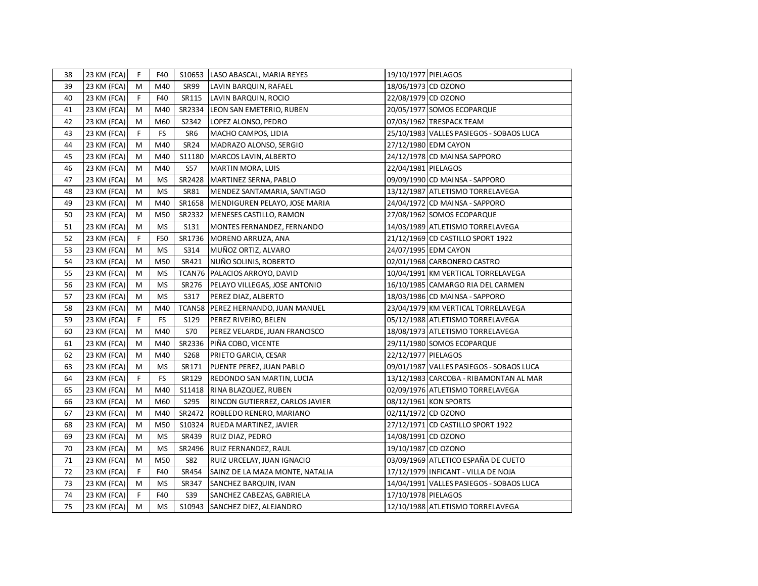| | | | | | | | |
|---|---|---|---|---|---|---|---|
| 38 | 23 KM (FCA) | F | F40 | S10653 | LASO ABASCAL, MARIA REYES | 19/10/1977 | PIELAGOS |
| 39 | 23 KM (FCA) | M | M40 | SR99 | LAVIN BARQUIN, RAFAEL | 18/06/1973 | CD OZONO |
| 40 | 23 KM (FCA) | F | F40 | SR115 | LAVIN BARQUIN, ROCIO | 22/08/1979 | CD OZONO |
| 41 | 23 KM (FCA) | M | M40 | SR2334 | LEON SAN EMETERIO, RUBEN | 20/05/1977 | SOMOS ECOPARQUE |
| 42 | 23 KM (FCA) | M | M60 | S2342 | LOPEZ ALONSO, PEDRO | 07/03/1962 | TRESPACK TEAM |
| 43 | 23 KM (FCA) | F | FS | SR6 | MACHO CAMPOS, LIDIA | 25/10/1983 | VALLES PASIEGOS - SOBAOS LUCA |
| 44 | 23 KM (FCA) | M | M40 | SR24 | MADRAZO ALONSO, SERGIO | 27/12/1980 | EDM CAYON |
| 45 | 23 KM (FCA) | M | M40 | S11180 | MARCOS LAVIN, ALBERTO | 24/12/1978 | CD MAINSA SAPPORO |
| 46 | 23 KM (FCA) | M | M40 | S57 | MARTIN MORA, LUIS | 22/04/1981 | PIELAGOS |
| 47 | 23 KM (FCA) | M | MS | SR2428 | MARTINEZ SERNA, PABLO | 09/09/1990 | CD MAINSA - SAPPORO |
| 48 | 23 KM (FCA) | M | MS | SR81 | MENDEZ SANTAMARIA, SANTIAGO | 13/12/1987 | ATLETISMO TORRELAVEGA |
| 49 | 23 KM (FCA) | M | M40 | SR1658 | MENDIGUREN PELAYO, JOSE MARIA | 24/04/1972 | CD MAINSA - SAPPORO |
| 50 | 23 KM (FCA) | M | M50 | SR2332 | MENESES CASTILLO, RAMON | 27/08/1962 | SOMOS ECOPARQUE |
| 51 | 23 KM (FCA) | M | MS | S131 | MONTES FERNANDEZ, FERNANDO | 14/03/1989 | ATLETISMO TORRELAVEGA |
| 52 | 23 KM (FCA) | F | F50 | SR1736 | MORENO ARRUZA, ANA | 21/12/1969 | CD CASTILLO SPORT 1922 |
| 53 | 23 KM (FCA) | M | MS | S314 | MUÑOZ ORTIZ, ALVARO | 24/07/1995 | EDM CAYON |
| 54 | 23 KM (FCA) | M | M50 | SR421 | NUÑO SOLINIS, ROBERTO | 02/01/1968 | CARBONERO CASTRO |
| 55 | 23 KM (FCA) | M | MS | TCAN76 | PALACIOS ARROYO, DAVID | 10/04/1991 | KM VERTICAL TORRELAVEGA |
| 56 | 23 KM (FCA) | M | MS | SR276 | PELAYO VILLEGAS, JOSE ANTONIO | 16/10/1985 | CAMARGO RIA DEL CARMEN |
| 57 | 23 KM (FCA) | M | MS | S317 | PEREZ DIAZ, ALBERTO | 18/03/1986 | CD MAINSA - SAPPORO |
| 58 | 23 KM (FCA) | M | M40 | TCAN58 | PEREZ HERNANDO, JUAN MANUEL | 23/04/1979 | KM VERTICAL TORRELAVEGA |
| 59 | 23 KM (FCA) | F | FS | S129 | PEREZ RIVEIRO, BELEN | 05/12/1988 | ATLETISMO TORRELAVEGA |
| 60 | 23 KM (FCA) | M | M40 | S70 | PEREZ VELARDE, JUAN FRANCISCO | 18/08/1973 | ATLETISMO TORRELAVEGA |
| 61 | 23 KM (FCA) | M | M40 | SR2336 | PIÑA COBO, VICENTE | 29/11/1980 | SOMOS ECOPARQUE |
| 62 | 23 KM (FCA) | M | M40 | S268 | PRIETO GARCIA, CESAR | 22/12/1977 | PIELAGOS |
| 63 | 23 KM (FCA) | M | MS | SR171 | PUENTE PEREZ, JUAN PABLO | 09/01/1987 | VALLES PASIEGOS - SOBAOS LUCA |
| 64 | 23 KM (FCA) | F | FS | SR129 | REDONDO SAN MARTIN, LUCIA | 13/12/1983 | CARCOBA - RIBAMONTAN AL MAR |
| 65 | 23 KM (FCA) | M | M40 | S11418 | RINA BLAZQUEZ, RUBEN | 02/09/1976 | ATLETISMO TORRELAVEGA |
| 66 | 23 KM (FCA) | M | M60 | S295 | RINCON GUTIERREZ, CARLOS JAVIER | 08/12/1961 | KON SPORTS |
| 67 | 23 KM (FCA) | M | M40 | SR2472 | ROBLEDO RENERO, MARIANO | 02/11/1972 | CD OZONO |
| 68 | 23 KM (FCA) | M | M50 | S10324 | RUEDA MARTINEZ, JAVIER | 27/12/1971 | CD CASTILLO SPORT 1922 |
| 69 | 23 KM (FCA) | M | MS | SR439 | RUIZ DIAZ, PEDRO | 14/08/1991 | CD OZONO |
| 70 | 23 KM (FCA) | M | MS | SR2496 | RUIZ FERNANDEZ, RAUL | 19/10/1987 | CD OZONO |
| 71 | 23 KM (FCA) | M | M50 | S82 | RUIZ URCELAY, JUAN IGNACIO | 03/09/1969 | ATLETICO ESPAÑA DE CUETO |
| 72 | 23 KM (FCA) | F | F40 | SR454 | SAINZ DE LA MAZA MONTE, NATALIA | 17/12/1979 | INFICANT - VILLA DE NOJA |
| 73 | 23 KM (FCA) | M | MS | SR347 | SANCHEZ BARQUIN, IVAN | 14/04/1991 | VALLES PASIEGOS - SOBAOS LUCA |
| 74 | 23 KM (FCA) | F | F40 | S39 | SANCHEZ CABEZAS, GABRIELA | 17/10/1978 | PIELAGOS |
| 75 | 23 KM (FCA) | M | MS | S10943 | SANCHEZ DIEZ, ALEJANDRO | 12/10/1988 | ATLETISMO TORRELAVEGA |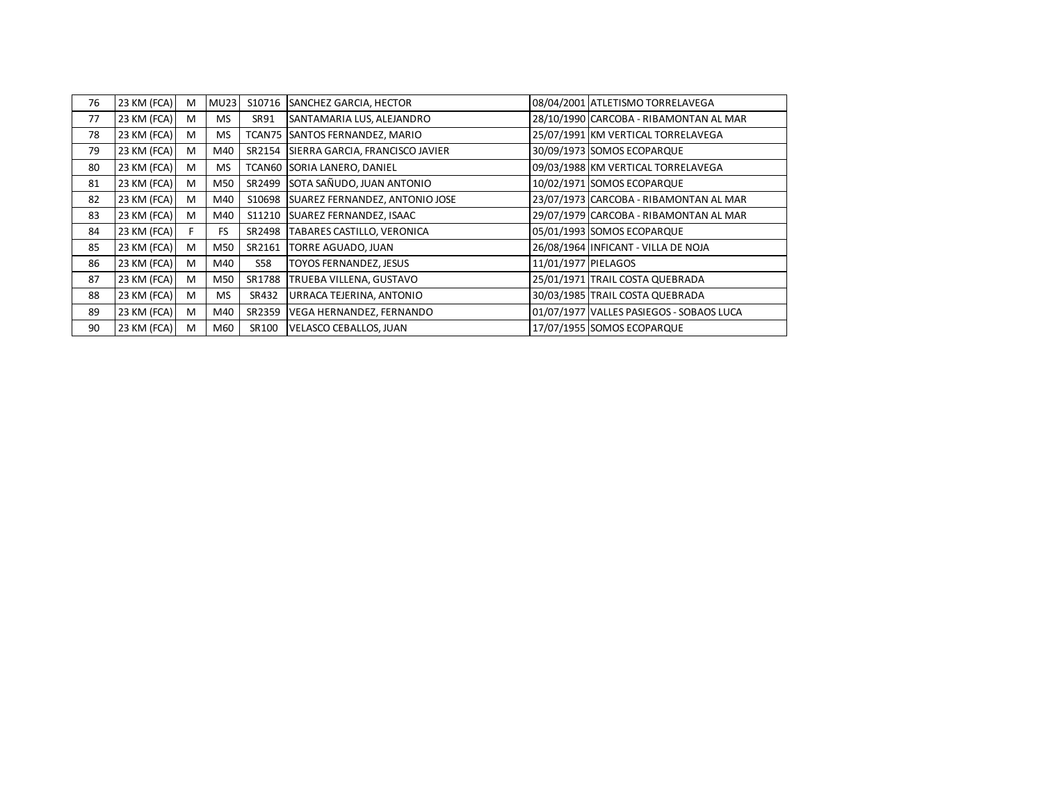| 76 | 23 KM (FCA) | M | MU23 | S10716 | SANCHEZ GARCIA, HECTOR | 08/04/2001 | ATLETISMO TORRELAVEGA |
|---|---|---|---|---|---|---|---|
| 77 | 23 KM (FCA) | M | MS | SR91 | SANTAMARIA LUS, ALEJANDRO | 28/10/1990 | CARCOBA - RIBAMONTAN AL MAR |
| 78 | 23 KM (FCA) | M | MS | TCAN75 | SANTOS FERNANDEZ, MARIO | 25/07/1991 | KM VERTICAL TORRELAVEGA |
| 79 | 23 KM (FCA) | M | M40 | SR2154 | SIERRA GARCIA, FRANCISCO JAVIER | 30/09/1973 | SOMOS ECOPARQUE |
| 80 | 23 KM (FCA) | M | MS | TCAN60 | SORIA LANERO, DANIEL | 09/03/1988 | KM VERTICAL TORRELAVEGA |
| 81 | 23 KM (FCA) | M | M50 | SR2499 | SOTA SAÑUDO, JUAN ANTONIO | 10/02/1971 | SOMOS ECOPARQUE |
| 82 | 23 KM (FCA) | M | M40 | S10698 | SUAREZ FERNANDEZ, ANTONIO JOSE | 23/07/1973 | CARCOBA - RIBAMONTAN AL MAR |
| 83 | 23 KM (FCA) | M | M40 | S11210 | SUAREZ FERNANDEZ, ISAAC | 29/07/1979 | CARCOBA - RIBAMONTAN AL MAR |
| 84 | 23 KM (FCA) | F | FS | SR2498 | TABARES CASTILLO, VERONICA | 05/01/1993 | SOMOS ECOPARQUE |
| 85 | 23 KM (FCA) | M | M50 | SR2161 | TORRE AGUADO, JUAN | 26/08/1964 | INFICANT - VILLA DE NOJA |
| 86 | 23 KM (FCA) | M | M40 | S58 | TOYOS FERNANDEZ, JESUS | 11/01/1977 | PIELAGOS |
| 87 | 23 KM (FCA) | M | M50 | SR1788 | TRUEBA VILLENA, GUSTAVO | 25/01/1971 | TRAIL COSTA QUEBRADA |
| 88 | 23 KM (FCA) | M | MS | SR432 | URRACA TEJERINA, ANTONIO | 30/03/1985 | TRAIL COSTA QUEBRADA |
| 89 | 23 KM (FCA) | M | M40 | SR2359 | VEGA HERNANDEZ, FERNANDO | 01/07/1977 | VALLES PASIEGOS - SOBAOS LUCA |
| 90 | 23 KM (FCA) | M | M60 | SR100 | VELASCO CEBALLOS, JUAN | 17/07/1955 | SOMOS ECOPARQUE |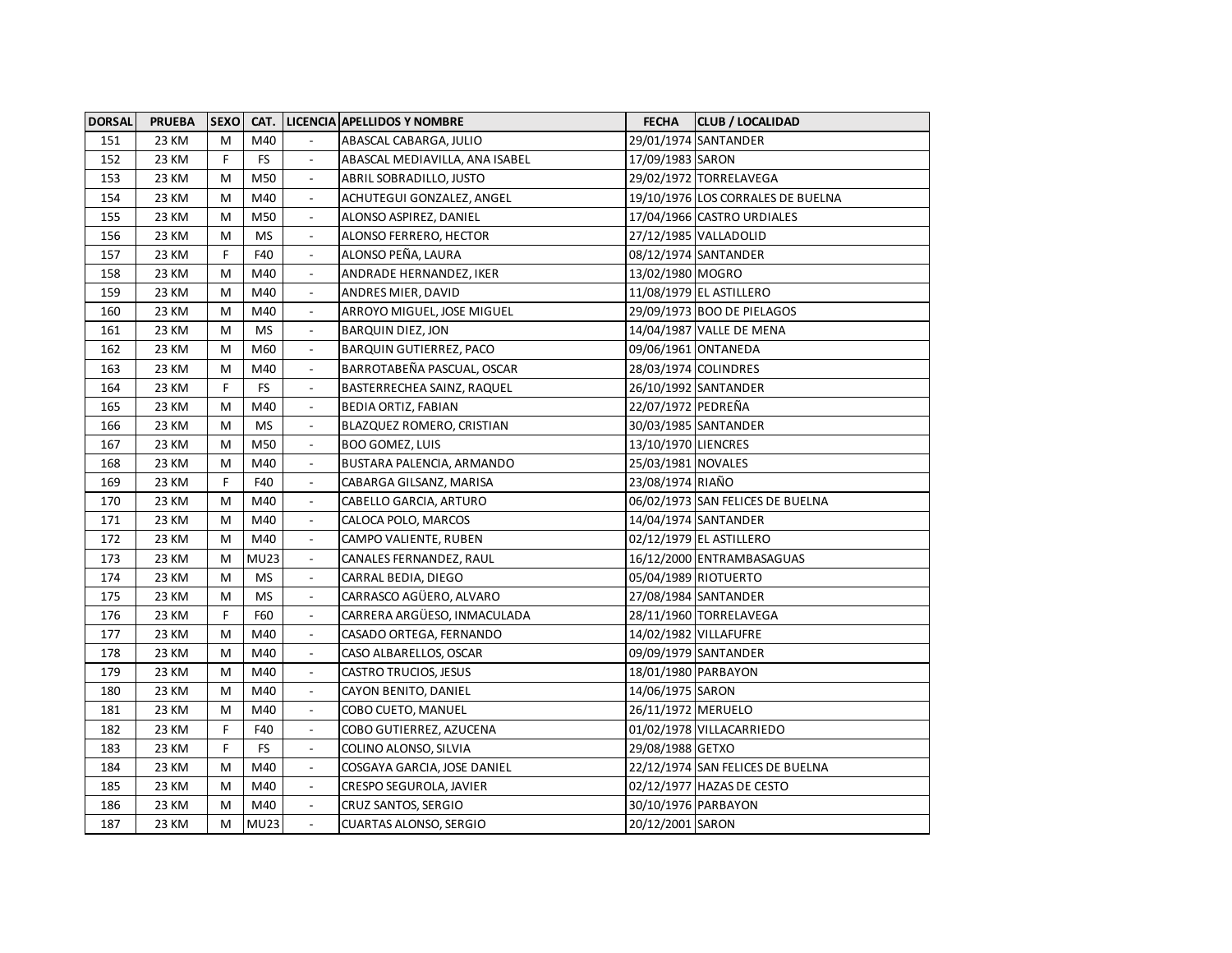| DORSAL | PRUEBA | SEXO | CAT. | LICENCIA | APELLIDOS Y NOMBRE | FECHA | CLUB / LOCALIDAD |
|---|---|---|---|---|---|---|---|
| 151 | 23 KM | M | M40 | - | ABASCAL CABARGA, JULIO | 29/01/1974 | SANTANDER |
| 152 | 23 KM | F | FS | - | ABASCAL MEDIAVILLA, ANA ISABEL | 17/09/1983 | SARON |
| 153 | 23 KM | M | M50 | - | ABRIL SOBRADILLO, JUSTO | 29/02/1972 | TORRELAVEGA |
| 154 | 23 KM | M | M40 | - | ACHUTEGUI GONZALEZ, ANGEL | 19/10/1976 | LOS CORRALES DE BUELNA |
| 155 | 23 KM | M | M50 | - | ALONSO ASPIREZ, DANIEL | 17/04/1966 | CASTRO URDIALES |
| 156 | 23 KM | M | MS | - | ALONSO FERRERO, HECTOR | 27/12/1985 | VALLADOLID |
| 157 | 23 KM | F | F40 | - | ALONSO PEÑA, LAURA | 08/12/1974 | SANTANDER |
| 158 | 23 KM | M | M40 | - | ANDRADE HERNANDEZ, IKER | 13/02/1980 | MOGRO |
| 159 | 23 KM | M | M40 | - | ANDRES MIER, DAVID | 11/08/1979 | EL ASTILLERO |
| 160 | 23 KM | M | M40 | - | ARROYO MIGUEL, JOSE MIGUEL | 29/09/1973 | BOO DE PIELAGOS |
| 161 | 23 KM | M | MS | - | BARQUIN DIEZ, JON | 14/04/1987 | VALLE DE MENA |
| 162 | 23 KM | M | M60 | - | BARQUIN GUTIERREZ, PACO | 09/06/1961 | ONTANEDA |
| 163 | 23 KM | M | M40 | - | BARROTABEÑA PASCUAL, OSCAR | 28/03/1974 | COLINDRES |
| 164 | 23 KM | F | FS | - | BASTERRECHEA SAINZ, RAQUEL | 26/10/1992 | SANTANDER |
| 165 | 23 KM | M | M40 | - | BEDIA ORTIZ, FABIAN | 22/07/1972 | PEDREÑA |
| 166 | 23 KM | M | MS | - | BLAZQUEZ ROMERO, CRISTIAN | 30/03/1985 | SANTANDER |
| 167 | 23 KM | M | M50 | - | BOO GOMEZ, LUIS | 13/10/1970 | LIENCRES |
| 168 | 23 KM | M | M40 | - | BUSTARA PALENCIA, ARMANDO | 25/03/1981 | NOVALES |
| 169 | 23 KM | F | F40 | - | CABARGA GILSANZ, MARISA | 23/08/1974 | RIAÑO |
| 170 | 23 KM | M | M40 | - | CABELLO GARCIA, ARTURO | 06/02/1973 | SAN FELICES DE BUELNA |
| 171 | 23 KM | M | M40 | - | CALOCA POLO, MARCOS | 14/04/1974 | SANTANDER |
| 172 | 23 KM | M | M40 | - | CAMPO VALIENTE, RUBEN | 02/12/1979 | EL ASTILLERO |
| 173 | 23 KM | M | MU23 | - | CANALES FERNANDEZ, RAUL | 16/12/2000 | ENTRAMBASAGUAS |
| 174 | 23 KM | M | MS | - | CARRAL BEDIA, DIEGO | 05/04/1989 | RIOTUERTO |
| 175 | 23 KM | M | MS | - | CARRASCO AGÜERO, ALVARO | 27/08/1984 | SANTANDER |
| 176 | 23 KM | F | F60 | - | CARRERA ARGÜESO, INMACULADA | 28/11/1960 | TORRELAVEGA |
| 177 | 23 KM | M | M40 | - | CASADO ORTEGA, FERNANDO | 14/02/1982 | VILLAFUFRE |
| 178 | 23 KM | M | M40 | - | CASO ALBARELLOS, OSCAR | 09/09/1979 | SANTANDER |
| 179 | 23 KM | M | M40 | - | CASTRO TRUCIOS, JESUS | 18/01/1980 | PARBAYON |
| 180 | 23 KM | M | M40 | - | CAYON BENITO, DANIEL | 14/06/1975 | SARON |
| 181 | 23 KM | M | M40 | - | COBO CUETO, MANUEL | 26/11/1972 | MERUELO |
| 182 | 23 KM | F | F40 | - | COBO GUTIERREZ, AZUCENA | 01/02/1978 | VILLACARRIEDO |
| 183 | 23 KM | F | FS | - | COLINO ALONSO, SILVIA | 29/08/1988 | GETXO |
| 184 | 23 KM | M | M40 | - | COSGAYA GARCIA, JOSE DANIEL | 22/12/1974 | SAN FELICES DE BUELNA |
| 185 | 23 KM | M | M40 | - | CRESPO SEGUROLA, JAVIER | 02/12/1977 | HAZAS DE CESTO |
| 186 | 23 KM | M | M40 | - | CRUZ SANTOS, SERGIO | 30/10/1976 | PARBAYON |
| 187 | 23 KM | M | MU23 | - | CUARTAS ALONSO, SERGIO | 20/12/2001 | SARON |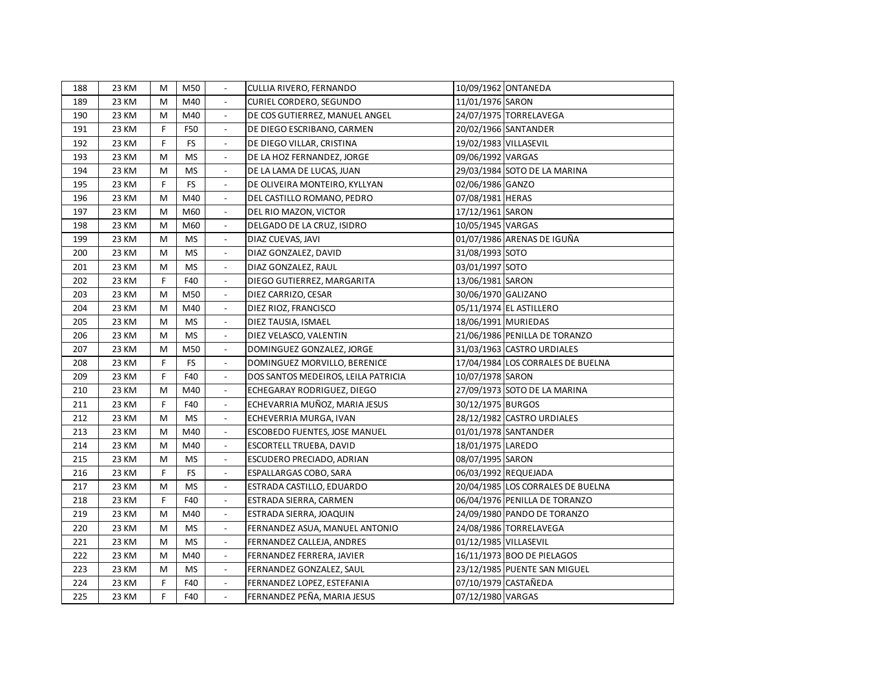| | | | | | | | |
|---|---|---|---|---|---|---|---|
| 188 | 23 KM | M | M50 | - | CULLIA RIVERO, FERNANDO | 10/09/1962 | ONTANEDA |
| 189 | 23 KM | M | M40 | - | CURIEL CORDERO, SEGUNDO | 11/01/1976 | SARON |
| 190 | 23 KM | M | M40 | - | DE COS GUTIERREZ, MANUEL ANGEL | 24/07/1975 | TORRELAVEGA |
| 191 | 23 KM | F | F50 | - | DE DIEGO ESCRIBANO, CARMEN | 20/02/1966 | SANTANDER |
| 192 | 23 KM | F | FS | - | DE DIEGO VILLAR, CRISTINA | 19/02/1983 | VILLASEVIL |
| 193 | 23 KM | M | MS | - | DE LA HOZ FERNANDEZ, JORGE | 09/06/1992 | VARGAS |
| 194 | 23 KM | M | MS | - | DE LA LAMA DE LUCAS, JUAN | 29/03/1984 | SOTO DE LA MARINA |
| 195 | 23 KM | F | FS | - | DE OLIVEIRA MONTEIRO, KYLLYAN | 02/06/1986 | GANZO |
| 196 | 23 KM | M | M40 | - | DEL CASTILLO ROMANO, PEDRO | 07/08/1981 | HERAS |
| 197 | 23 KM | M | M60 | - | DEL RIO MAZON, VICTOR | 17/12/1961 | SARON |
| 198 | 23 KM | M | M60 | - | DELGADO DE LA CRUZ, ISIDRO | 10/05/1945 | VARGAS |
| 199 | 23 KM | M | MS | - | DIAZ CUEVAS, JAVI | 01/07/1986 | ARENAS DE IGUÑA |
| 200 | 23 KM | M | MS | - | DIAZ GONZALEZ, DAVID | 31/08/1993 | SOTO |
| 201 | 23 KM | M | MS | - | DIAZ GONZALEZ, RAUL | 03/01/1997 | SOTO |
| 202 | 23 KM | F | F40 | - | DIEGO GUTIERREZ, MARGARITA | 13/06/1981 | SARON |
| 203 | 23 KM | M | M50 | - | DIEZ CARRIZO, CESAR | 30/06/1970 | GALIZANO |
| 204 | 23 KM | M | M40 | - | DIEZ RIOZ, FRANCISCO | 05/11/1974 | EL ASTILLERO |
| 205 | 23 KM | M | MS | - | DIEZ TAUSIA, ISMAEL | 18/06/1991 | MURIEDAS |
| 206 | 23 KM | M | MS | - | DIEZ VELASCO, VALENTIN | 21/06/1986 | PENILLA DE TORANZO |
| 207 | 23 KM | M | M50 | - | DOMINGUEZ GONZALEZ, JORGE | 31/03/1963 | CASTRO URDIALES |
| 208 | 23 KM | F | FS | - | DOMINGUEZ MORVILLO, BERENICE | 17/04/1984 | LOS CORRALES DE BUELNA |
| 209 | 23 KM | F | F40 | - | DOS SANTOS MEDEIROS, LEILA PATRICIA | 10/07/1978 | SARON |
| 210 | 23 KM | M | M40 | - | ECHEGARAY RODRIGUEZ, DIEGO | 27/09/1973 | SOTO DE LA MARINA |
| 211 | 23 KM | F | F40 | - | ECHEVARRIA MUÑOZ, MARIA JESUS | 30/12/1975 | BURGOS |
| 212 | 23 KM | M | MS | - | ECHEVERRIA MURGA, IVAN | 28/12/1982 | CASTRO URDIALES |
| 213 | 23 KM | M | M40 | - | ESCOBEDO FUENTES, JOSE MANUEL | 01/01/1978 | SANTANDER |
| 214 | 23 KM | M | M40 | - | ESCORTELL TRUEBA, DAVID | 18/01/1975 | LAREDO |
| 215 | 23 KM | M | MS | - | ESCUDERO PRECIADO, ADRIAN | 08/07/1995 | SARON |
| 216 | 23 KM | F | FS | - | ESPALLARGAS COBO, SARA | 06/03/1992 | REQUEJADA |
| 217 | 23 KM | M | MS | - | ESTRADA CASTILLO, EDUARDO | 20/04/1985 | LOS CORRALES DE BUELNA |
| 218 | 23 KM | F | F40 | - | ESTRADA SIERRA, CARMEN | 06/04/1976 | PENILLA DE TORANZO |
| 219 | 23 KM | M | M40 | - | ESTRADA SIERRA, JOAQUIN | 24/09/1980 | PANDO DE TORANZO |
| 220 | 23 KM | M | MS | - | FERNANDEZ ASUA, MANUEL ANTONIO | 24/08/1986 | TORRELAVEGA |
| 221 | 23 KM | M | MS | - | FERNANDEZ CALLEJA, ANDRES | 01/12/1985 | VILLASEVIL |
| 222 | 23 KM | M | M40 | - | FERNANDEZ FERRERA, JAVIER | 16/11/1973 | BOO DE PIELAGOS |
| 223 | 23 KM | M | MS | - | FERNANDEZ GONZALEZ, SAUL | 23/12/1985 | PUENTE SAN MIGUEL |
| 224 | 23 KM | F | F40 | - | FERNANDEZ LOPEZ, ESTEFANIA | 07/10/1979 | CASTAÑEDA |
| 225 | 23 KM | F | F40 | - | FERNANDEZ PEÑA, MARIA JESUS | 07/12/1980 | VARGAS |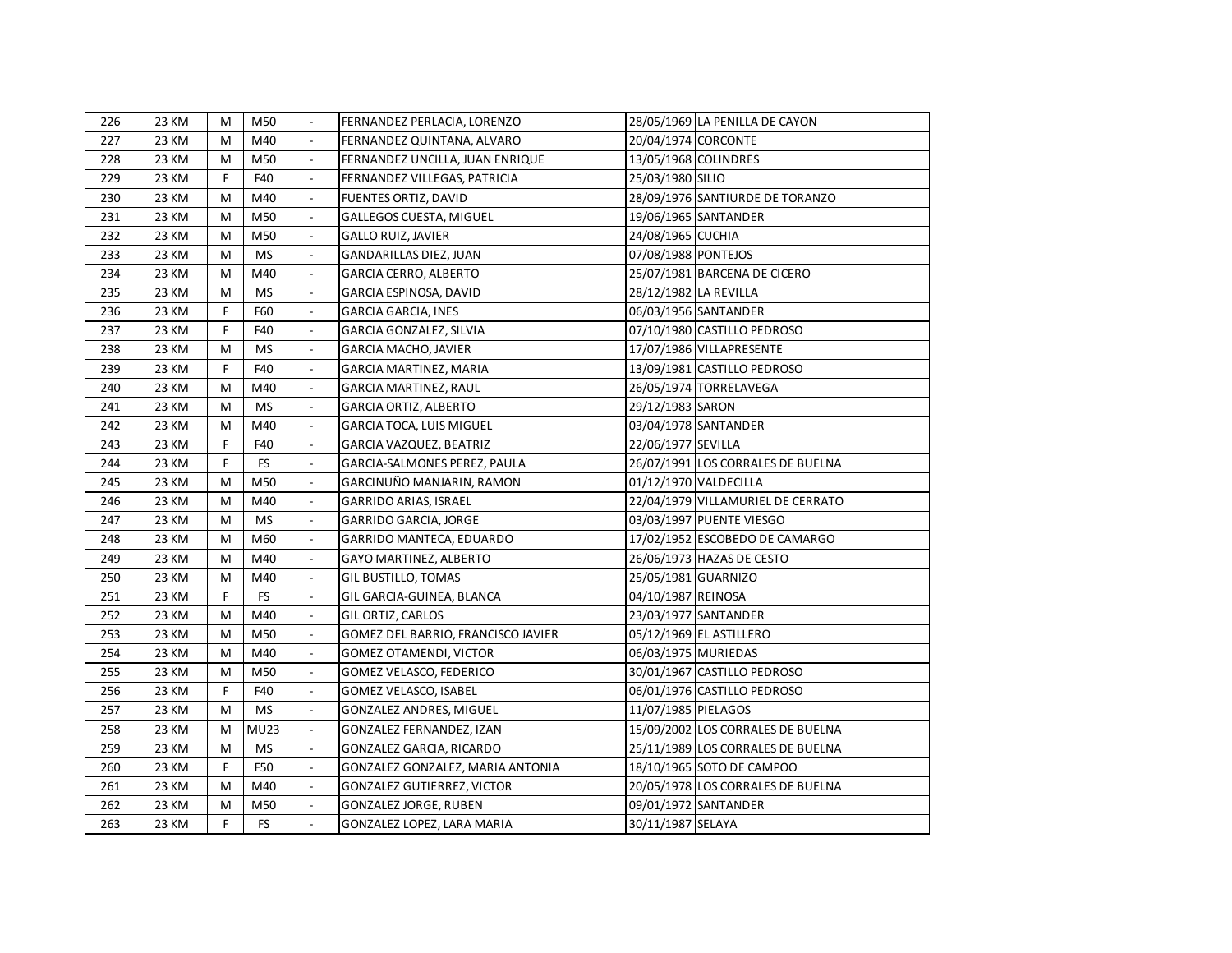| 226 | 23 KM | M | M50 | - | FERNANDEZ PERLACIA, LORENZO | 28/05/1969 | LA PENILLA DE CAYON |
|---|---|---|---|---|---|---|---|
| 227 | 23 KM | M | M40 | - | FERNANDEZ QUINTANA, ALVARO | 20/04/1974 | CORCONTE |
| 228 | 23 KM | M | M50 | - | FERNANDEZ UNCILLA, JUAN ENRIQUE | 13/05/1968 | COLINDRES |
| 229 | 23 KM | F | F40 | - | FERNANDEZ VILLEGAS, PATRICIA | 25/03/1980 | SILIO |
| 230 | 23 KM | M | M40 | - | FUENTES ORTIZ, DAVID | 28/09/1976 | SANTIURDE DE TORANZO |
| 231 | 23 KM | M | M50 | - | GALLEGOS CUESTA, MIGUEL | 19/06/1965 | SANTANDER |
| 232 | 23 KM | M | M50 | - | GALLO RUIZ, JAVIER | 24/08/1965 | CUCHIA |
| 233 | 23 KM | M | MS | - | GANDARILLAS DIEZ, JUAN | 07/08/1988 | PONTEJOS |
| 234 | 23 KM | M | M40 | - | GARCIA CERRO, ALBERTO | 25/07/1981 | BARCENA DE CICERO |
| 235 | 23 KM | M | MS | - | GARCIA ESPINOSA, DAVID | 28/12/1982 | LA REVILLA |
| 236 | 23 KM | F | F60 | - | GARCIA GARCIA, INES | 06/03/1956 | SANTANDER |
| 237 | 23 KM | F | F40 | - | GARCIA GONZALEZ, SILVIA | 07/10/1980 | CASTILLO PEDROSO |
| 238 | 23 KM | M | MS | - | GARCIA MACHO, JAVIER | 17/07/1986 | VILLAPRESENTE |
| 239 | 23 KM | F | F40 | - | GARCIA MARTINEZ, MARIA | 13/09/1981 | CASTILLO PEDROSO |
| 240 | 23 KM | M | M40 | - | GARCIA MARTINEZ, RAUL | 26/05/1974 | TORRELAVEGA |
| 241 | 23 KM | M | MS | - | GARCIA ORTIZ, ALBERTO | 29/12/1983 | SARON |
| 242 | 23 KM | M | M40 | - | GARCIA TOCA, LUIS MIGUEL | 03/04/1978 | SANTANDER |
| 243 | 23 KM | F | F40 | - | GARCIA VAZQUEZ, BEATRIZ | 22/06/1977 | SEVILLA |
| 244 | 23 KM | F | FS | - | GARCIA-SALMONES PEREZ, PAULA | 26/07/1991 | LOS CORRALES DE BUELNA |
| 245 | 23 KM | M | M50 | - | GARCINUÑO MANJARIN, RAMON | 01/12/1970 | VALDECILLA |
| 246 | 23 KM | M | M40 | - | GARRIDO ARIAS, ISRAEL | 22/04/1979 | VILLAMURIEL DE CERRATO |
| 247 | 23 KM | M | MS | - | GARRIDO GARCIA, JORGE | 03/03/1997 | PUENTE VIESGO |
| 248 | 23 KM | M | M60 | - | GARRIDO MANTECA, EDUARDO | 17/02/1952 | ESCOBEDO DE CAMARGO |
| 249 | 23 KM | M | M40 | - | GAYO MARTINEZ, ALBERTO | 26/06/1973 | HAZAS DE CESTO |
| 250 | 23 KM | M | M40 | - | GIL BUSTILLO, TOMAS | 25/05/1981 | GUARNIZO |
| 251 | 23 KM | F | FS | - | GIL GARCIA-GUINEA, BLANCA | 04/10/1987 | REINOSA |
| 252 | 23 KM | M | M40 | - | GIL ORTIZ, CARLOS | 23/03/1977 | SANTANDER |
| 253 | 23 KM | M | M50 | - | GOMEZ DEL BARRIO, FRANCISCO JAVIER | 05/12/1969 | EL ASTILLERO |
| 254 | 23 KM | M | M40 | - | GOMEZ OTAMENDI, VICTOR | 06/03/1975 | MURIEDAS |
| 255 | 23 KM | M | M50 | - | GOMEZ VELASCO, FEDERICO | 30/01/1967 | CASTILLO PEDROSO |
| 256 | 23 KM | F | F40 | - | GOMEZ VELASCO, ISABEL | 06/01/1976 | CASTILLO PEDROSO |
| 257 | 23 KM | M | MS | - | GONZALEZ ANDRES, MIGUEL | 11/07/1985 | PIELAGOS |
| 258 | 23 KM | M | MU23 | - | GONZALEZ FERNANDEZ, IZAN | 15/09/2002 | LOS CORRALES DE BUELNA |
| 259 | 23 KM | M | MS | - | GONZALEZ GARCIA, RICARDO | 25/11/1989 | LOS CORRALES DE BUELNA |
| 260 | 23 KM | F | F50 | - | GONZALEZ GONZALEZ, MARIA ANTONIA | 18/10/1965 | SOTO DE CAMPOO |
| 261 | 23 KM | M | M40 | - | GONZALEZ GUTIERREZ, VICTOR | 20/05/1978 | LOS CORRALES DE BUELNA |
| 262 | 23 KM | M | M50 | - | GONZALEZ JORGE, RUBEN | 09/01/1972 | SANTANDER |
| 263 | 23 KM | F | FS | - | GONZALEZ LOPEZ, LARA MARIA | 30/11/1987 | SELAYA |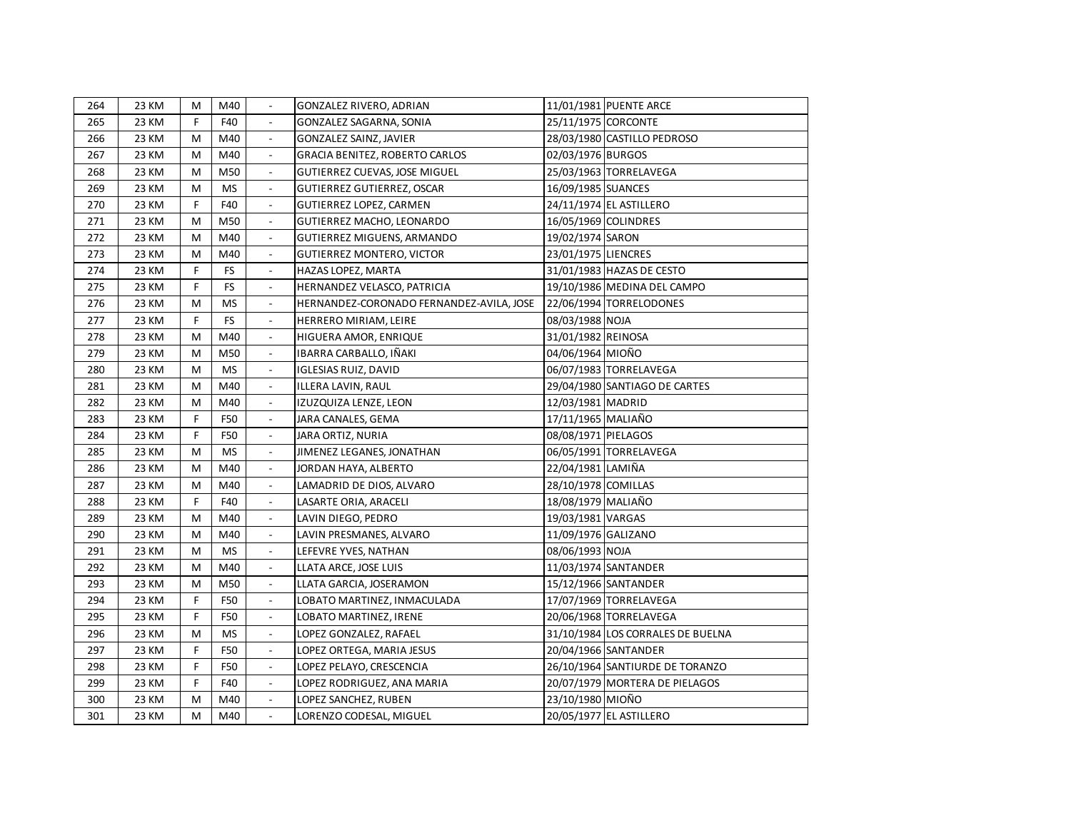| 264 | 23 KM | M | M40 | - | GONZALEZ RIVERO, ADRIAN | 11/01/1981 | PUENTE ARCE |
|---|---|---|---|---|---|---|---|
| 265 | 23 KM | F | F40 | - | GONZALEZ SAGARNA, SONIA | 25/11/1975 | CORCONTE |
| 266 | 23 KM | M | M40 | - | GONZALEZ SAINZ, JAVIER | 28/03/1980 | CASTILLO PEDROSO |
| 267 | 23 KM | M | M40 | - | GRACIA BENITEZ, ROBERTO CARLOS | 02/03/1976 | BURGOS |
| 268 | 23 KM | M | M50 | - | GUTIERREZ CUEVAS, JOSE MIGUEL | 25/03/1963 | TORRELAVEGA |
| 269 | 23 KM | M | MS | - | GUTIERREZ GUTIERREZ, OSCAR | 16/09/1985 | SUANCES |
| 270 | 23 KM | F | F40 | - | GUTIERREZ LOPEZ, CARMEN | 24/11/1974 | EL ASTILLERO |
| 271 | 23 KM | M | M50 | - | GUTIERREZ MACHO, LEONARDO | 16/05/1969 | COLINDRES |
| 272 | 23 KM | M | M40 | - | GUTIERREZ MIGUENS, ARMANDO | 19/02/1974 | SARON |
| 273 | 23 KM | M | M40 | - | GUTIERREZ MONTERO, VICTOR | 23/01/1975 | LIENCRES |
| 274 | 23 KM | F | FS | - | HAZAS LOPEZ, MARTA | 31/01/1983 | HAZAS DE CESTO |
| 275 | 23 KM | F | FS | - | HERNANDEZ VELASCO, PATRICIA | 19/10/1986 | MEDINA DEL CAMPO |
| 276 | 23 KM | M | MS | - | HERNANDEZ-CORONADO FERNANDEZ-AVILA, JOSE | 22/06/1994 | TORRELODONES |
| 277 | 23 KM | F | FS | - | HERRERO MIRIAM, LEIRE | 08/03/1988 | NOJA |
| 278 | 23 KM | M | M40 | - | HIGUERA AMOR, ENRIQUE | 31/01/1982 | REINOSA |
| 279 | 23 KM | M | M50 | - | IBARRA CARBALLO, IÑAKI | 04/06/1964 | MIOÑO |
| 280 | 23 KM | M | MS | - | IGLESIAS RUIZ, DAVID | 06/07/1983 | TORRELAVEGA |
| 281 | 23 KM | M | M40 | - | ILLERA LAVIN, RAUL | 29/04/1980 | SANTIAGO DE CARTES |
| 282 | 23 KM | M | M40 | - | IZUZQUIZA LENZE, LEON | 12/03/1981 | MADRID |
| 283 | 23 KM | F | F50 | - | JARA CANALES, GEMA | 17/11/1965 | MALIAÑO |
| 284 | 23 KM | F | F50 | - | JARA ORTIZ, NURIA | 08/08/1971 | PIELAGOS |
| 285 | 23 KM | M | MS | - | JIMENEZ LEGANES, JONATHAN | 06/05/1991 | TORRELAVEGA |
| 286 | 23 KM | M | M40 | - | JORDAN HAYA, ALBERTO | 22/04/1981 | LAMIÑA |
| 287 | 23 KM | M | M40 | - | LAMADRID DE DIOS, ALVARO | 28/10/1978 | COMILLAS |
| 288 | 23 KM | F | F40 | - | LASARTE ORIA, ARACELI | 18/08/1979 | MALIAÑO |
| 289 | 23 KM | M | M40 | - | LAVIN DIEGO, PEDRO | 19/03/1981 | VARGAS |
| 290 | 23 KM | M | M40 | - | LAVIN PRESMANES, ALVARO | 11/09/1976 | GALIZANO |
| 291 | 23 KM | M | MS | - | LEFEVRE YVES, NATHAN | 08/06/1993 | NOJA |
| 292 | 23 KM | M | M40 | - | LLATA ARCE, JOSE LUIS | 11/03/1974 | SANTANDER |
| 293 | 23 KM | M | M50 | - | LLATA GARCIA, JOSERAMON | 15/12/1966 | SANTANDER |
| 294 | 23 KM | F | F50 | - | LOBATO MARTINEZ, INMACULADA | 17/07/1969 | TORRELAVEGA |
| 295 | 23 KM | F | F50 | - | LOBATO MARTINEZ, IRENE | 20/06/1968 | TORRELAVEGA |
| 296 | 23 KM | M | MS | - | LOPEZ GONZALEZ, RAFAEL | 31/10/1984 | LOS CORRALES DE BUELNA |
| 297 | 23 KM | F | F50 | - | LOPEZ ORTEGA, MARIA JESUS | 20/04/1966 | SANTANDER |
| 298 | 23 KM | F | F50 | - | LOPEZ PELAYO, CRESCENCIA | 26/10/1964 | SANTIURDE DE TORANZO |
| 299 | 23 KM | F | F40 | - | LOPEZ RODRIGUEZ, ANA MARIA | 20/07/1979 | MORTERA DE PIELAGOS |
| 300 | 23 KM | M | M40 | - | LOPEZ SANCHEZ, RUBEN | 23/10/1980 | MIOÑO |
| 301 | 23 KM | M | M40 | - | LORENZO CODESAL, MIGUEL | 20/05/1977 | EL ASTILLERO |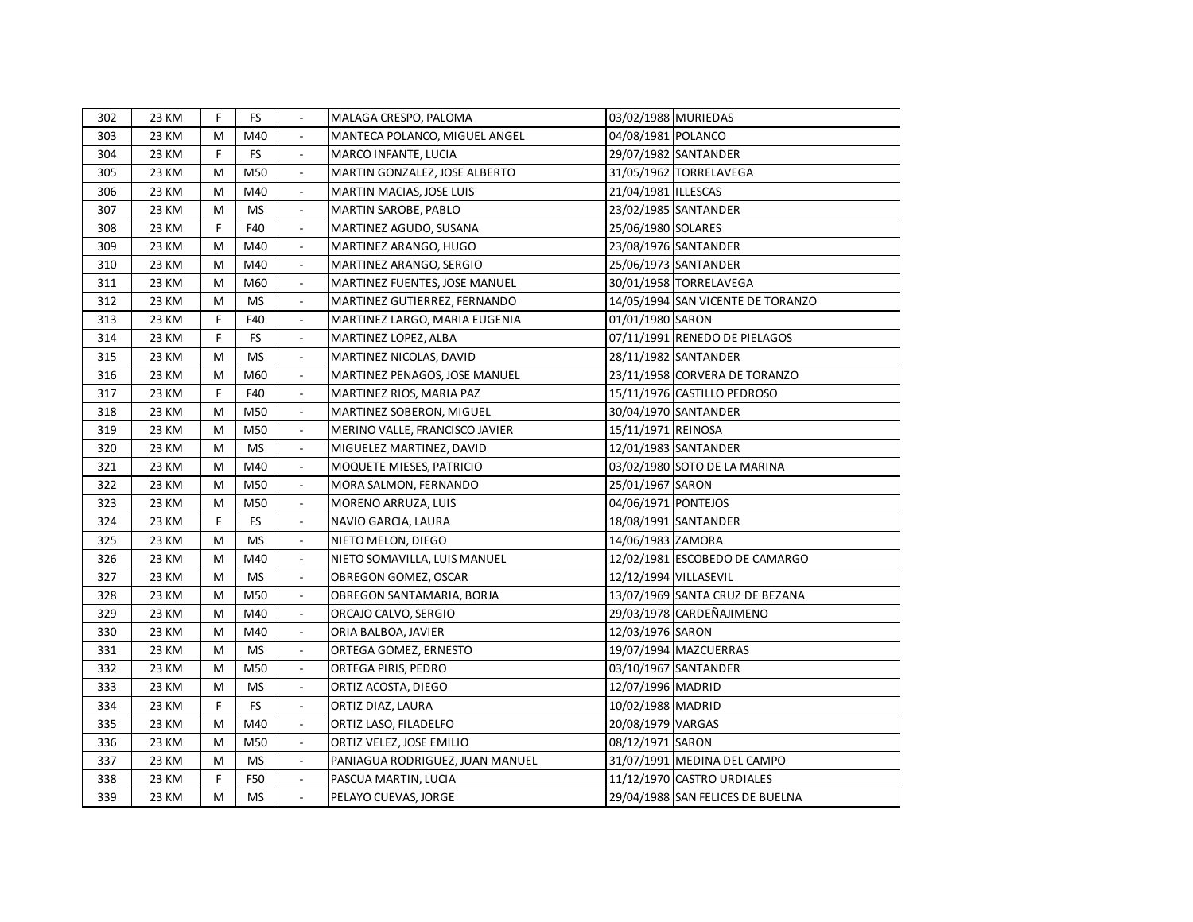| | | | | | | | |
|---|---|---|---|---|---|---|---|
| 302 | 23 KM | F | FS | - | MALAGA CRESPO, PALOMA | 03/02/1988 | MURIEDAS |
| 303 | 23 KM | M | M40 | - | MANTECA POLANCO, MIGUEL ANGEL | 04/08/1981 | POLANCO |
| 304 | 23 KM | F | FS | - | MARCO INFANTE, LUCIA | 29/07/1982 | SANTANDER |
| 305 | 23 KM | M | M50 | - | MARTIN GONZALEZ, JOSE ALBERTO | 31/05/1962 | TORRELAVEGA |
| 306 | 23 KM | M | M40 | - | MARTIN MACIAS, JOSE LUIS | 21/04/1981 | ILLESCAS |
| 307 | 23 KM | M | MS | - | MARTIN SAROBE, PABLO | 23/02/1985 | SANTANDER |
| 308 | 23 KM | F | F40 | - | MARTINEZ AGUDO, SUSANA | 25/06/1980 | SOLARES |
| 309 | 23 KM | M | M40 | - | MARTINEZ ARANGO, HUGO | 23/08/1976 | SANTANDER |
| 310 | 23 KM | M | M40 | - | MARTINEZ ARANGO, SERGIO | 25/06/1973 | SANTANDER |
| 311 | 23 KM | M | M60 | - | MARTINEZ FUENTES, JOSE MANUEL | 30/01/1958 | TORRELAVEGA |
| 312 | 23 KM | M | MS | - | MARTINEZ GUTIERREZ, FERNANDO | 14/05/1994 | SAN VICENTE DE TORANZO |
| 313 | 23 KM | F | F40 | - | MARTINEZ LARGO, MARIA EUGENIA | 01/01/1980 | SARON |
| 314 | 23 KM | F | FS | - | MARTINEZ LOPEZ, ALBA | 07/11/1991 | RENEDO DE PIELAGOS |
| 315 | 23 KM | M | MS | - | MARTINEZ NICOLAS, DAVID | 28/11/1982 | SANTANDER |
| 316 | 23 KM | M | M60 | - | MARTINEZ PENAGOS, JOSE MANUEL | 23/11/1958 | CORVERA DE TORANZO |
| 317 | 23 KM | F | F40 | - | MARTINEZ RIOS, MARIA PAZ | 15/11/1976 | CASTILLO PEDROSO |
| 318 | 23 KM | M | M50 | - | MARTINEZ SOBERON, MIGUEL | 30/04/1970 | SANTANDER |
| 319 | 23 KM | M | M50 | - | MERINO VALLE, FRANCISCO JAVIER | 15/11/1971 | REINOSA |
| 320 | 23 KM | M | MS | - | MIGUELEZ MARTINEZ, DAVID | 12/01/1983 | SANTANDER |
| 321 | 23 KM | M | M40 | - | MOQUETE MIESES, PATRICIO | 03/02/1980 | SOTO DE LA MARINA |
| 322 | 23 KM | M | M50 | - | MORA SALMON, FERNANDO | 25/01/1967 | SARON |
| 323 | 23 KM | M | M50 | - | MORENO ARRUZA, LUIS | 04/06/1971 | PONTEJOS |
| 324 | 23 KM | F | FS | - | NAVIO GARCIA, LAURA | 18/08/1991 | SANTANDER |
| 325 | 23 KM | M | MS | - | NIETO MELON, DIEGO | 14/06/1983 | ZAMORA |
| 326 | 23 KM | M | M40 | - | NIETO SOMAVILLA, LUIS MANUEL | 12/02/1981 | ESCOBEDO DE CAMARGO |
| 327 | 23 KM | M | MS | - | OBREGON GOMEZ, OSCAR | 12/12/1994 | VILLASEVIL |
| 328 | 23 KM | M | M50 | - | OBREGON SANTAMARIA, BORJA | 13/07/1969 | SANTA CRUZ DE BEZANA |
| 329 | 23 KM | M | M40 | - | ORCAJO CALVO, SERGIO | 29/03/1978 | CARDEÑAJIMENO |
| 330 | 23 KM | M | M40 | - | ORIA BALBOA, JAVIER | 12/03/1976 | SARON |
| 331 | 23 KM | M | MS | - | ORTEGA GOMEZ, ERNESTO | 19/07/1994 | MAZCUERRAS |
| 332 | 23 KM | M | M50 | - | ORTEGA PIRIS, PEDRO | 03/10/1967 | SANTANDER |
| 333 | 23 KM | M | MS | - | ORTIZ ACOSTA, DIEGO | 12/07/1996 | MADRID |
| 334 | 23 KM | F | FS | - | ORTIZ DIAZ, LAURA | 10/02/1988 | MADRID |
| 335 | 23 KM | M | M40 | - | ORTIZ LASO, FILADELFO | 20/08/1979 | VARGAS |
| 336 | 23 KM | M | M50 | - | ORTIZ VELEZ, JOSE EMILIO | 08/12/1971 | SARON |
| 337 | 23 KM | M | MS | - | PANIAGUA RODRIGUEZ, JUAN MANUEL | 31/07/1991 | MEDINA DEL CAMPO |
| 338 | 23 KM | F | F50 | - | PASCUA MARTIN, LUCIA | 11/12/1970 | CASTRO URDIALES |
| 339 | 23 KM | M | MS | - | PELAYO CUEVAS, JORGE | 29/04/1988 | SAN FELICES DE BUELNA |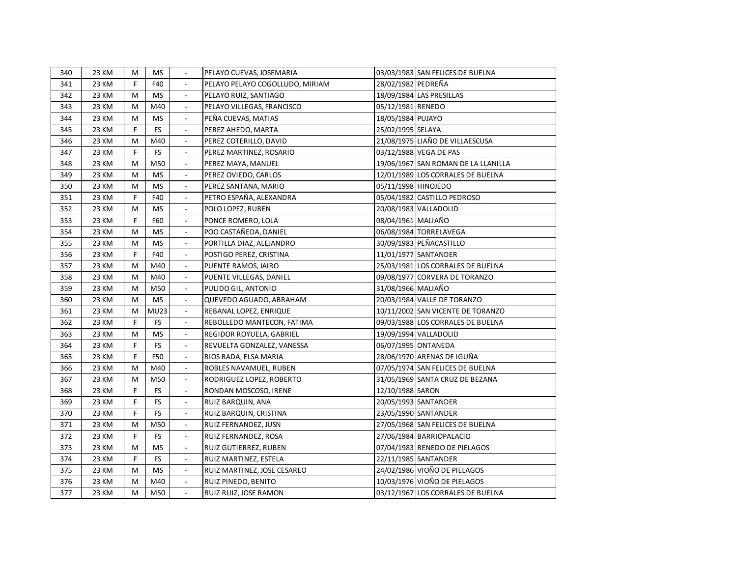| 340 | 23 KM | M | MS | - | PELAYO CUEVAS, JOSEMARIA | 03/03/1983 | SAN FELICES DE BUELNA |
|---|---|---|---|---|---|---|---|
| 341 | 23 KM | F | F40 | - | PELAYO PELAYO COGOLLUDO, MIRIAM | 28/02/1982 | PEDREÑA |
| 342 | 23 KM | M | MS | - | PELAYO RUIZ, SANTIAGO | 18/09/1984 | LAS PRESILLAS |
| 343 | 23 KM | M | M40 | - | PELAYO VILLEGAS, FRANCISCO | 05/12/1981 | RENEDO |
| 344 | 23 KM | M | MS | - | PEÑA CUEVAS, MATIAS | 18/05/1984 | PUJAYO |
| 345 | 23 KM | F | FS | - | PEREZ AHEDO, MARTA | 25/02/1995 | SELAYA |
| 346 | 23 KM | M | M40 | - | PEREZ COTERILLO, DAVID | 21/08/1975 | LIAÑO DE VILLAESCUSA |
| 347 | 23 KM | F | FS | - | PEREZ MARTINEZ, ROSARIO | 03/12/1988 | VEGA DE PAS |
| 348 | 23 KM | M | M50 | - | PEREZ MAYA, MANUEL | 19/06/1967 | SAN ROMAN DE LA LLANILLA |
| 349 | 23 KM | M | MS | - | PEREZ OVIEDO, CARLOS | 12/01/1989 | LOS CORRALES DE BUELNA |
| 350 | 23 KM | M | MS | - | PEREZ SANTANA, MARIO | 05/11/1998 | HINOJEDO |
| 351 | 23 KM | F | F40 | - | PETRO ESPAÑA, ALEXANDRA | 05/04/1982 | CASTILLO PEDROSO |
| 352 | 23 KM | M | MS | - | POLO LOPEZ, RUBEN | 20/08/1983 | VALLADOLID |
| 353 | 23 KM | F | F60 | - | PONCE ROMERO, LOLA | 08/04/1961 | MALIAÑO |
| 354 | 23 KM | M | MS | - | POO CASTAÑEDA, DANIEL | 06/08/1984 | TORRELAVEGA |
| 355 | 23 KM | M | MS | - | PORTILLA DIAZ, ALEJANDRO | 30/09/1983 | PEÑACASTILLO |
| 356 | 23 KM | F | F40 | - | POSTIGO PEREZ, CRISTINA | 11/01/1977 | SANTANDER |
| 357 | 23 KM | M | M40 | - | PUENTE RAMOS, JAIRO | 25/03/1981 | LOS CORRALES DE BUELNA |
| 358 | 23 KM | M | M40 | - | PUENTE VILLEGAS, DANIEL | 09/08/1977 | CORVERA DE TORANZO |
| 359 | 23 KM | M | M50 | - | PULIDO GIL, ANTONIO | 31/08/1966 | MALIAÑO |
| 360 | 23 KM | M | MS | - | QUEVEDO AGUADO, ABRAHAM | 20/03/1984 | VALLE DE TORANZO |
| 361 | 23 KM | M | MU23 | - | REBANAL LOPEZ, ENRIQUE | 10/11/2002 | SAN VICENTE DE TORANZO |
| 362 | 23 KM | F | FS | - | REBOLLEDO MANTECON, FATIMA | 09/03/1988 | LOS CORRALES DE BUELNA |
| 363 | 23 KM | M | MS | - | REGIDOR ROYUELA, GABRIEL | 19/09/1994 | VALLADOLID |
| 364 | 23 KM | F | FS | - | REVUELTA GONZALEZ, VANESSA | 06/07/1995 | ONTANEDA |
| 365 | 23 KM | F | F50 | - | RIOS BADA, ELSA MARIA | 28/06/1970 | ARENAS DE IGUÑA |
| 366 | 23 KM | M | M40 | - | ROBLES NAVAMUEL, RUBEN | 07/05/1974 | SAN FELICES DE BUELNA |
| 367 | 23 KM | M | M50 | - | RODRIGUEZ LOPEZ, ROBERTO | 31/05/1969 | SANTA CRUZ DE BEZANA |
| 368 | 23 KM | F | FS | - | RONDAN MOSCOSO, IRENE | 12/10/1988 | SARON |
| 369 | 23 KM | F | FS | - | RUIZ BARQUIN, ANA | 20/05/1993 | SANTANDER |
| 370 | 23 KM | F | FS | - | RUIZ BARQUIN, CRISTINA | 23/05/1990 | SANTANDER |
| 371 | 23 KM | M | M50 | - | RUIZ FERNANDEZ, JUSN | 27/05/1968 | SAN FELICES DE BUELNA |
| 372 | 23 KM | F | FS | - | RUIZ FERNANDEZ, ROSA | 27/06/1984 | BARRIOPALACIO |
| 373 | 23 KM | M | MS | - | RUIZ GUTIERREZ, RUBEN | 07/04/1983 | RENEDO DE PIELAGOS |
| 374 | 23 KM | F | FS | - | RUIZ MARTINEZ, ESTELA | 22/11/1985 | SANTANDER |
| 375 | 23 KM | M | MS | - | RUIZ MARTINEZ, JOSE CESAREO | 24/02/1986 | VIOÑO DE PIELAGOS |
| 376 | 23 KM | M | M40 | - | RUIZ PINEDO, BENITO | 10/03/1976 | VIOÑO DE PIELAGOS |
| 377 | 23 KM | M | M50 | - | RUIZ RUIZ, JOSE RAMON | 03/12/1967 | LOS CORRALES DE BUELNA |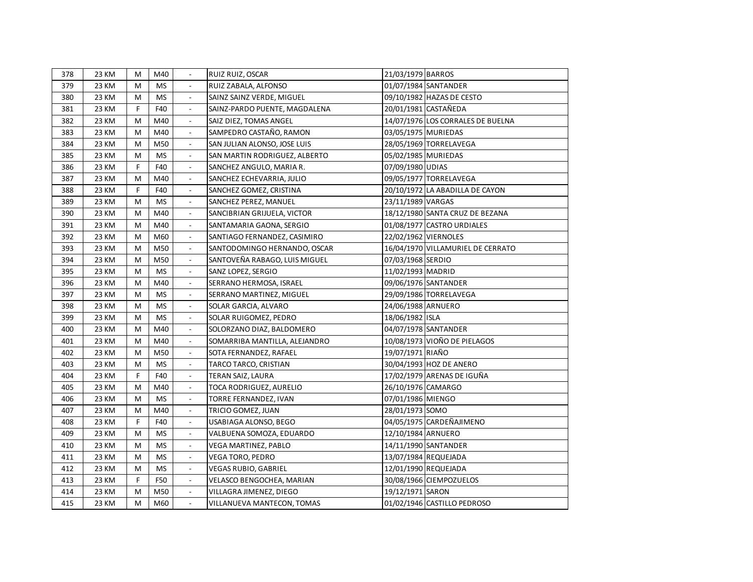| 378 | 23 KM | M | M40 | - | RUIZ RUIZ, OSCAR | 21/03/1979 | BARROS |
|---|---|---|---|---|---|---|---|
| 379 | 23 KM | M | MS | - | RUIZ ZABALA, ALFONSO | 01/07/1984 | SANTANDER |
| 380 | 23 KM | M | MS | - | SAINZ SAINZ VERDE, MIGUEL | 09/10/1982 | HAZAS DE CESTO |
| 381 | 23 KM | F | F40 | - | SAINZ-PARDO PUENTE, MAGDALENA | 20/01/1981 | CASTAÑEDA |
| 382 | 23 KM | M | M40 | - | SAIZ DIEZ, TOMAS ANGEL | 14/07/1976 | LOS CORRALES DE BUELNA |
| 383 | 23 KM | M | M40 | - | SAMPEDRO CASTAÑO, RAMON | 03/05/1975 | MURIEDAS |
| 384 | 23 KM | M | M50 | - | SAN JULIAN ALONSO, JOSE LUIS | 28/05/1969 | TORRELAVEGA |
| 385 | 23 KM | M | MS | - | SAN MARTIN RODRIGUEZ, ALBERTO | 05/02/1985 | MURIEDAS |
| 386 | 23 KM | F | F40 | - | SANCHEZ ANGULO, MARIA R. | 07/09/1980 | UDIAS |
| 387 | 23 KM | M | M40 | - | SANCHEZ ECHEVARRIA, JULIO | 09/05/1977 | TORRELAVEGA |
| 388 | 23 KM | F | F40 | - | SANCHEZ GOMEZ, CRISTINA | 20/10/1972 | LA ABADILLA DE CAYON |
| 389 | 23 KM | M | MS | - | SANCHEZ PEREZ, MANUEL | 23/11/1989 | VARGAS |
| 390 | 23 KM | M | M40 | - | SANCIBRIAN GRIJUELA, VICTOR | 18/12/1980 | SANTA CRUZ DE BEZANA |
| 391 | 23 KM | M | M40 | - | SANTAMARIA GAONA, SERGIO | 01/08/1977 | CASTRO URDIALES |
| 392 | 23 KM | M | M60 | - | SANTIAGO FERNANDEZ, CASIMIRO | 22/02/1962 | VIERNOLES |
| 393 | 23 KM | M | M50 | - | SANTODOMINGO HERNANDO, OSCAR | 16/04/1970 | VILLAMURIEL DE CERRATO |
| 394 | 23 KM | M | M50 | - | SANTOVEÑA RABAGO, LUIS MIGUEL | 07/03/1968 | SERDIO |
| 395 | 23 KM | M | MS | - | SANZ LOPEZ, SERGIO | 11/02/1993 | MADRID |
| 396 | 23 KM | M | M40 | - | SERRANO HERMOSA, ISRAEL | 09/06/1976 | SANTANDER |
| 397 | 23 KM | M | MS | - | SERRANO MARTINEZ, MIGUEL | 29/09/1986 | TORRELAVEGA |
| 398 | 23 KM | M | MS | - | SOLAR GARCIA, ALVARO | 24/06/1988 | ARNUERO |
| 399 | 23 KM | M | MS | - | SOLAR RUIGOMEZ, PEDRO | 18/06/1982 | ISLA |
| 400 | 23 KM | M | M40 | - | SOLORZANO DIAZ, BALDOMERO | 04/07/1978 | SANTANDER |
| 401 | 23 KM | M | M40 | - | SOMARRIBA MANTILLA, ALEJANDRO | 10/08/1973 | VIOÑO DE PIELAGOS |
| 402 | 23 KM | M | M50 | - | SOTA FERNANDEZ, RAFAEL | 19/07/1971 | RIAÑO |
| 403 | 23 KM | M | MS | - | TARCO TARCO, CRISTIAN | 30/04/1993 | HOZ DE ANERO |
| 404 | 23 KM | F | F40 | - | TERAN SAIZ, LAURA | 17/02/1979 | ARENAS DE IGUÑA |
| 405 | 23 KM | M | M40 | - | TOCA RODRIGUEZ, AURELIO | 26/10/1976 | CAMARGO |
| 406 | 23 KM | M | MS | - | TORRE FERNANDEZ, IVAN | 07/01/1986 | MIENGO |
| 407 | 23 KM | M | M40 | - | TRICIO GOMEZ, JUAN | 28/01/1973 | SOMO |
| 408 | 23 KM | F | F40 | - | USABIAGA ALONSO, BEGO | 04/05/1975 | CARDEÑAJIMENO |
| 409 | 23 KM | M | MS | - | VALBUENA SOMOZA, EDUARDO | 12/10/1984 | ARNUERO |
| 410 | 23 KM | M | MS | - | VEGA MARTINEZ, PABLO | 14/11/1990 | SANTANDER |
| 411 | 23 KM | M | MS | - | VEGA TORO, PEDRO | 13/07/1984 | REQUEJADA |
| 412 | 23 KM | M | MS | - | VEGAS RUBIO, GABRIEL | 12/01/1990 | REQUEJADA |
| 413 | 23 KM | F | F50 | - | VELASCO BENGOCHEA, MARIAN | 30/08/1966 | CIEMPOZUELOS |
| 414 | 23 KM | M | M50 | - | VILLAGRA JIMENEZ, DIEGO | 19/12/1971 | SARON |
| 415 | 23 KM | M | M60 | - | VILLANUEVA MANTECON, TOMAS | 01/02/1946 | CASTILLO PEDROSO |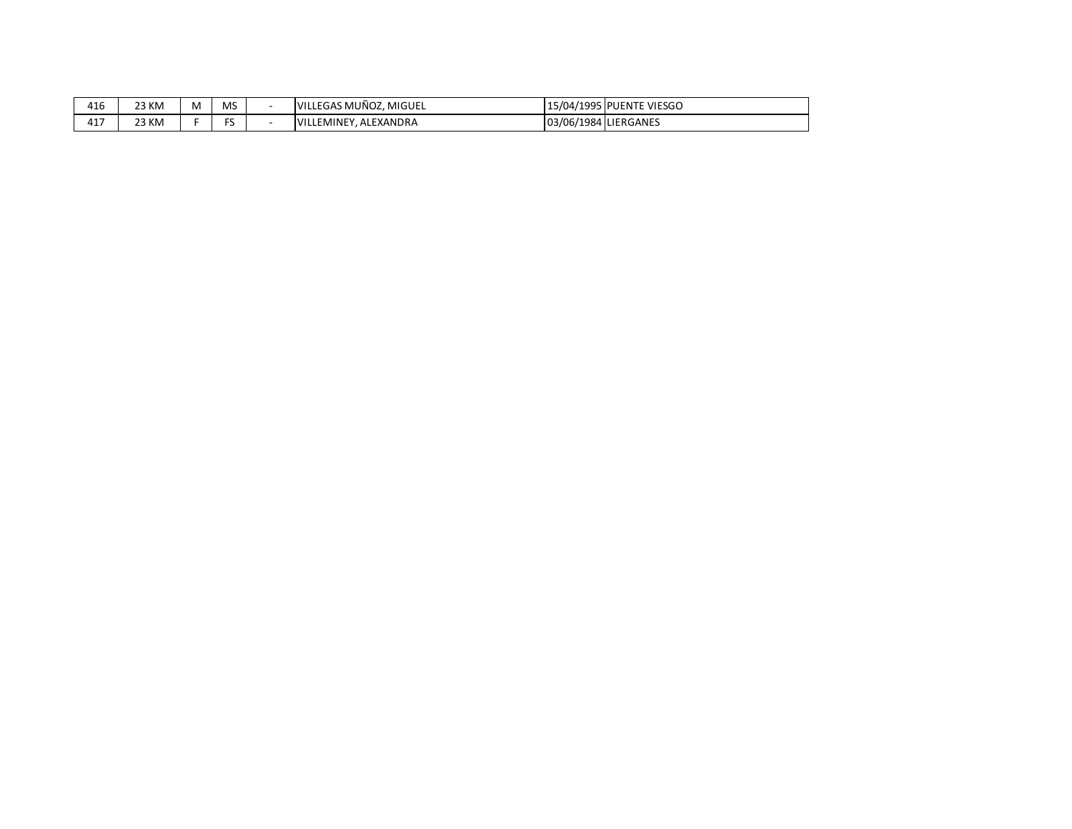| 416 | 23 KM | M | MS | - | VILLEGAS MUÑOZ, MIGUEL | 15/04/1995 | PUENTE VIESGO |
|---|---|---|---|---|---|---|---|
| 417 | 23 KM | F | FS | - | VILLEMINEY, ALEXANDRA | 03/06/1984 | LIERGANES |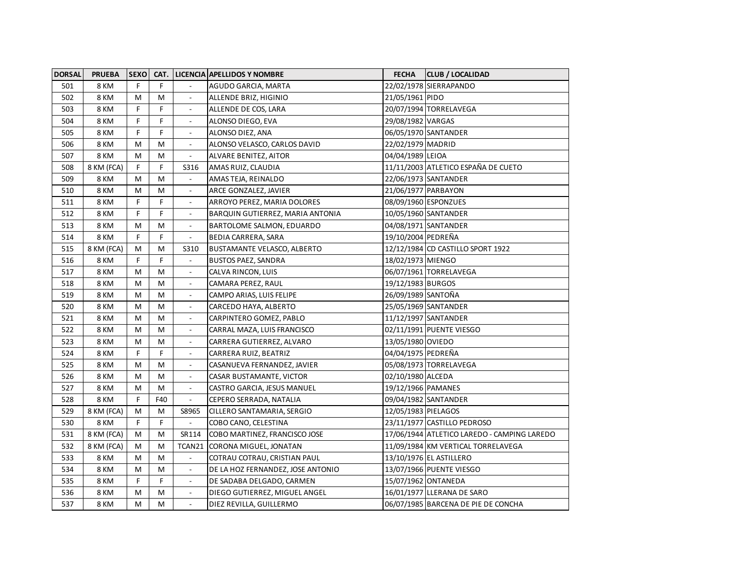| DORSAL | PRUEBA | SEXO | CAT. | LICENCIA | APELLIDOS Y NOMBRE | FECHA | CLUB / LOCALIDAD |
|---|---|---|---|---|---|---|---|
| 501 | 8 KM | F | F | - | AGUDO GARCIA, MARTA | 22/02/1978 | SIERRAPANDO |
| 502 | 8 KM | M | M | - | ALLENDE BRIZ, HIGINIO | 21/05/1961 | PIDO |
| 503 | 8 KM | F | F | - | ALLENDE DE COS, LARA | 20/07/1994 | TORRELAVEGA |
| 504 | 8 KM | F | F | - | ALONSO DIEGO, EVA | 29/08/1982 | VARGAS |
| 505 | 8 KM | F | F | - | ALONSO DIEZ, ANA | 06/05/1970 | SANTANDER |
| 506 | 8 KM | M | M | - | ALONSO VELASCO, CARLOS DAVID | 22/02/1979 | MADRID |
| 507 | 8 KM | M | M | - | ALVARE BENITEZ, AITOR | 04/04/1989 | LEIOA |
| 508 | 8 KM (FCA) | F | F | S316 | AMAS RUIZ, CLAUDIA | 11/11/2003 | ATLETICO ESPAÑA DE CUETO |
| 509 | 8 KM | M | M | - | AMAS TEJA, REINALDO | 22/06/1973 | SANTANDER |
| 510 | 8 KM | M | M | - | ARCE GONZALEZ, JAVIER | 21/06/1977 | PARBAYON |
| 511 | 8 KM | F | F | - | ARROYO PEREZ, MARIA DOLORES | 08/09/1960 | ESPONZUES |
| 512 | 8 KM | F | F | - | BARQUIN GUTIERREZ, MARIA ANTONIA | 10/05/1960 | SANTANDER |
| 513 | 8 KM | M | M | - | BARTOLOME SALMON, EDUARDO | 04/08/1971 | SANTANDER |
| 514 | 8 KM | F | F | - | BEDIA CARRERA, SARA | 19/10/2004 | PEDREÑA |
| 515 | 8 KM (FCA) | M | M | S310 | BUSTAMANTE VELASCO, ALBERTO | 12/12/1984 | CD CASTILLO SPORT 1922 |
| 516 | 8 KM | F | F | - | BUSTOS PAEZ, SANDRA | 18/02/1973 | MIENGO |
| 517 | 8 KM | M | M | - | CALVA RINCON, LUIS | 06/07/1961 | TORRELAVEGA |
| 518 | 8 KM | M | M | - | CAMARA PEREZ, RAUL | 19/12/1983 | BURGOS |
| 519 | 8 KM | M | M | - | CAMPO ARIAS, LUIS FELIPE | 26/09/1989 | SANTOÑA |
| 520 | 8 KM | M | M | - | CARCEDO HAYA, ALBERTO | 25/05/1969 | SANTANDER |
| 521 | 8 KM | M | M | - | CARPINTERO GOMEZ, PABLO | 11/12/1997 | SANTANDER |
| 522 | 8 KM | M | M | - | CARRAL MAZA, LUIS FRANCISCO | 02/11/1991 | PUENTE VIESGO |
| 523 | 8 KM | M | M | - | CARRERA GUTIERREZ, ALVARO | 13/05/1980 | OVIEDO |
| 524 | 8 KM | F | F | - | CARRERA RUIZ, BEATRIZ | 04/04/1975 | PEDREÑA |
| 525 | 8 KM | M | M | - | CASANUEVA FERNANDEZ, JAVIER | 05/08/1973 | TORRELAVEGA |
| 526 | 8 KM | M | M | - | CASAR BUSTAMANTE, VICTOR | 02/10/1980 | ALCEDA |
| 527 | 8 KM | M | M | - | CASTRO GARCIA, JESUS MANUEL | 19/12/1966 | PAMANES |
| 528 | 8 KM | F | F40 | - | CEPERO SERRADA, NATALIA | 09/04/1982 | SANTANDER |
| 529 | 8 KM (FCA) | M | M | S8965 | CILLERO SANTAMARIA, SERGIO | 12/05/1983 | PIELAGOS |
| 530 | 8 KM | F | F | - | COBO CANO, CELESTINA | 23/11/1977 | CASTILLO PEDROSO |
| 531 | 8 KM (FCA) | M | M | SR114 | COBO MARTINEZ, FRANCISCO JOSE | 17/06/1944 | ATLETICO LAREDO - CAMPING LAREDO |
| 532 | 8 KM (FCA) | M | M | TCAN21 | CORONA MIGUEL, JONATAN | 11/09/1984 | KM VERTICAL TORRELAVEGA |
| 533 | 8 KM | M | M | - | COTRAU COTRAU, CRISTIAN PAUL | 13/10/1976 | EL ASTILLERO |
| 534 | 8 KM | M | M | - | DE LA HOZ FERNANDEZ, JOSE ANTONIO | 13/07/1966 | PUENTE VIESGO |
| 535 | 8 KM | F | F | - | DE SADABA DELGADO, CARMEN | 15/07/1962 | ONTANEDA |
| 536 | 8 KM | M | M | - | DIEGO GUTIERREZ, MIGUEL ANGEL | 16/01/1977 | LLERANA DE SARO |
| 537 | 8 KM | M | M | - | DIEZ REVILLA, GUILLERMO | 06/07/1985 | BARCENA DE PIE DE CONCHA |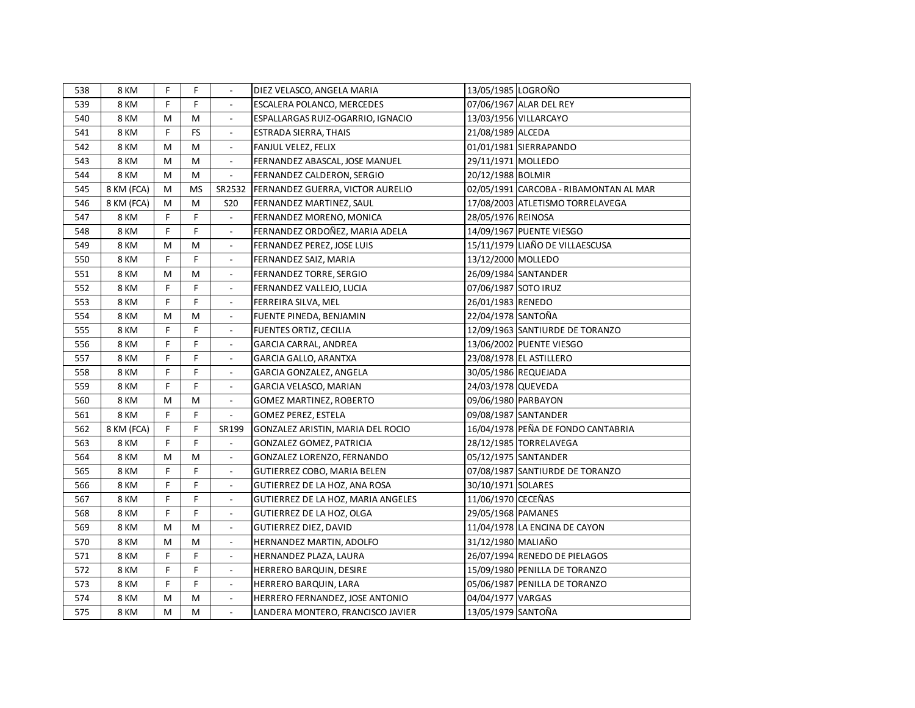| 538 | 8 KM | F | F | - | DIEZ VELASCO, ANGELA MARIA | 13/05/1985 | LOGROÑO |
|---|---|---|---|---|---|---|---|
| 539 | 8 KM | F | F | - | ESCALERA POLANCO, MERCEDES | 07/06/1967 | ALAR DEL REY |
| 540 | 8 KM | M | M | - | ESPALLARGAS RUIZ-OGARRIO, IGNACIO | 13/03/1956 | VILLARCAYO |
| 541 | 8 KM | F | FS | - | ESTRADA SIERRA, THAIS | 21/08/1989 | ALCEDA |
| 542 | 8 KM | M | M | - | FANJUL VELEZ, FELIX | 01/01/1981 | SIERRAPANDO |
| 543 | 8 KM | M | M | - | FERNANDEZ ABASCAL, JOSE MANUEL | 29/11/1971 | MOLLEDO |
| 544 | 8 KM | M | M | - | FERNANDEZ CALDERON, SERGIO | 20/12/1988 | BOLMIR |
| 545 | 8 KM (FCA) | M | MS | SR2532 | FERNANDEZ GUERRA, VICTOR AURELIO | 02/05/1991 | CARCOBA - RIBAMONTAN AL MAR |
| 546 | 8 KM (FCA) | M | M | S20 | FERNANDEZ MARTINEZ, SAUL | 17/08/2003 | ATLETISMO TORRELAVEGA |
| 547 | 8 KM | F | F | - | FERNANDEZ MORENO, MONICA | 28/05/1976 | REINOSA |
| 548 | 8 KM | F | F | - | FERNANDEZ ORDOÑEZ, MARIA ADELA | 14/09/1967 | PUENTE VIESGO |
| 549 | 8 KM | M | M | - | FERNANDEZ PEREZ, JOSE LUIS | 15/11/1979 | LIAÑO DE VILLAESCUSA |
| 550 | 8 KM | F | F | - | FERNANDEZ SAIZ, MARIA | 13/12/2000 | MOLLEDO |
| 551 | 8 KM | M | M | - | FERNANDEZ TORRE, SERGIO | 26/09/1984 | SANTANDER |
| 552 | 8 KM | F | F | - | FERNANDEZ VALLEJO, LUCIA | 07/06/1987 | SOTO IRUZ |
| 553 | 8 KM | F | F | - | FERREIRA SILVA, MEL | 26/01/1983 | RENEDO |
| 554 | 8 KM | M | M | - | FUENTE PINEDA, BENJAMIN | 22/04/1978 | SANTOÑA |
| 555 | 8 KM | F | F | - | FUENTES ORTIZ, CECILIA | 12/09/1963 | SANTIURDE DE TORANZO |
| 556 | 8 KM | F | F | - | GARCIA CARRAL, ANDREA | 13/06/2002 | PUENTE VIESGO |
| 557 | 8 KM | F | F | - | GARCIA GALLO, ARANTXA | 23/08/1978 | EL ASTILLERO |
| 558 | 8 KM | F | F | - | GARCIA GONZALEZ, ANGELA | 30/05/1986 | REQUEJADA |
| 559 | 8 KM | F | F | - | GARCIA VELASCO, MARIAN | 24/03/1978 | QUEVEDA |
| 560 | 8 KM | M | M | - | GOMEZ MARTINEZ, ROBERTO | 09/06/1980 | PARBAYON |
| 561 | 8 KM | F | F | - | GOMEZ PEREZ, ESTELA | 09/08/1987 | SANTANDER |
| 562 | 8 KM (FCA) | F | F | SR199 | GONZALEZ ARISTIN, MARIA DEL ROCIO | 16/04/1978 | PEÑA DE FONDO CANTABRIA |
| 563 | 8 KM | F | F | - | GONZALEZ GOMEZ, PATRICIA | 28/12/1985 | TORRELAVEGA |
| 564 | 8 KM | M | M | - | GONZALEZ LORENZO, FERNANDO | 05/12/1975 | SANTANDER |
| 565 | 8 KM | F | F | - | GUTIERREZ COBO, MARIA BELEN | 07/08/1987 | SANTIURDE DE TORANZO |
| 566 | 8 KM | F | F | - | GUTIERREZ DE LA HOZ, ANA ROSA | 30/10/1971 | SOLARES |
| 567 | 8 KM | F | F | - | GUTIERREZ DE LA HOZ, MARIA ANGELES | 11/06/1970 | CECEÑAS |
| 568 | 8 KM | F | F | - | GUTIERREZ DE LA HOZ, OLGA | 29/05/1968 | PAMANES |
| 569 | 8 KM | M | M | - | GUTIERREZ DIEZ, DAVID | 11/04/1978 | LA ENCINA DE CAYON |
| 570 | 8 KM | M | M | - | HERNANDEZ MARTIN, ADOLFO | 31/12/1980 | MALIAÑO |
| 571 | 8 KM | F | F | - | HERNANDEZ PLAZA, LAURA | 26/07/1994 | RENEDO DE PIELAGOS |
| 572 | 8 KM | F | F | - | HERRERO BARQUIN, DESIRE | 15/09/1980 | PENILLA DE TORANZO |
| 573 | 8 KM | F | F | - | HERRERO BARQUIN, LARA | 05/06/1987 | PENILLA DE TORANZO |
| 574 | 8 KM | M | M | - | HERRERO FERNANDEZ, JOSE ANTONIO | 04/04/1977 | VARGAS |
| 575 | 8 KM | M | M | - | LANDERA MONTERO, FRANCISCO JAVIER | 13/05/1979 | SANTOÑA |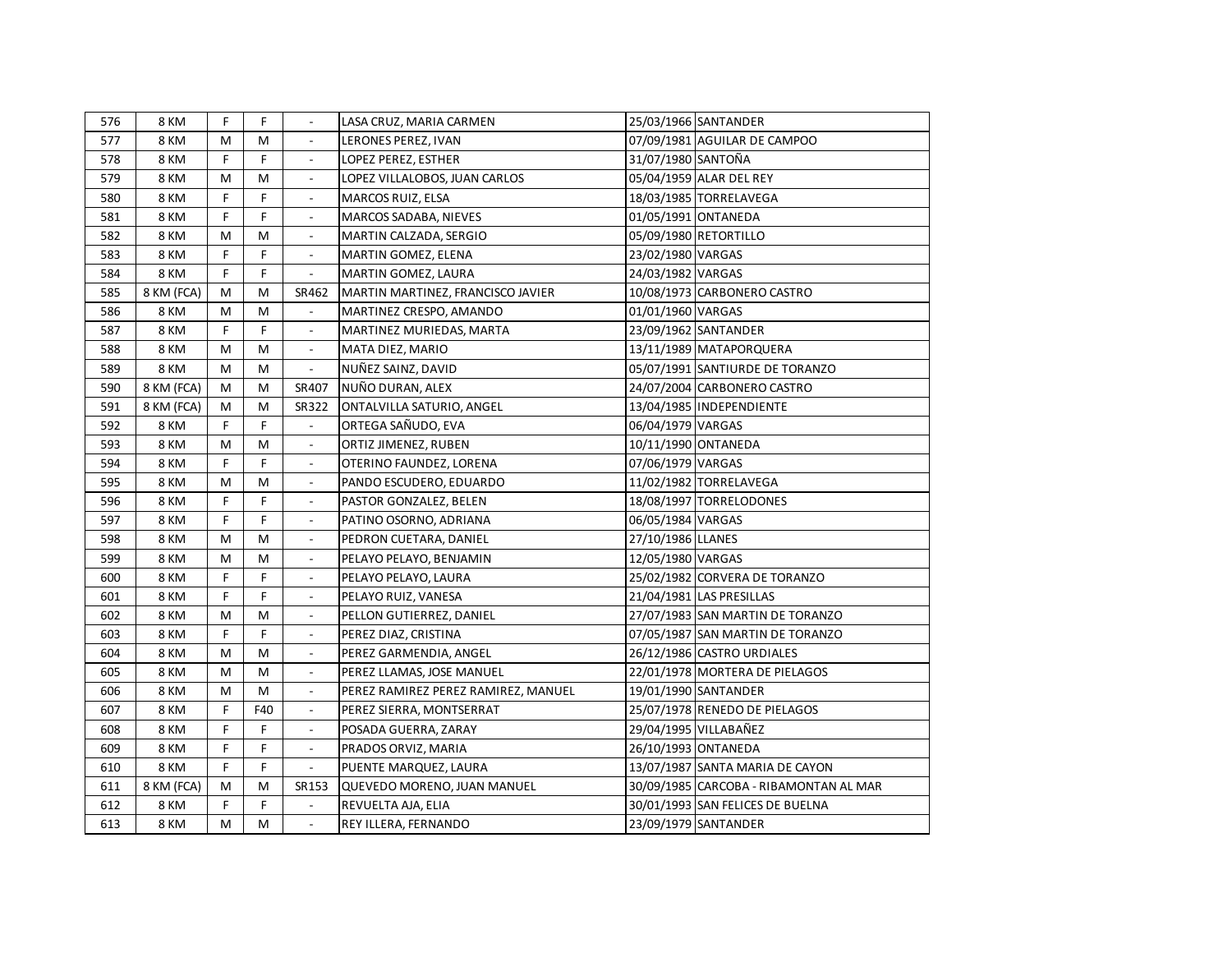| 576 | 8 KM | F | F | - | LASA CRUZ, MARIA CARMEN | 25/03/1966 | SANTANDER |
|---|---|---|---|---|---|---|---|
| 577 | 8 KM | M | M | - | LERONES PEREZ, IVAN | 07/09/1981 | AGUILAR DE CAMPOO |
| 578 | 8 KM | F | F | - | LOPEZ PEREZ, ESTHER | 31/07/1980 | SANTOÑA |
| 579 | 8 KM | M | M | - | LOPEZ VILLALOBOS, JUAN CARLOS | 05/04/1959 | ALAR DEL REY |
| 580 | 8 KM | F | F | - | MARCOS RUIZ, ELSA | 18/03/1985 | TORRELAVEGA |
| 581 | 8 KM | F | F | - | MARCOS SADABA, NIEVES | 01/05/1991 | ONTANEDA |
| 582 | 8 KM | M | M | - | MARTIN CALZADA, SERGIO | 05/09/1980 | RETORTILLO |
| 583 | 8 KM | F | F | - | MARTIN GOMEZ, ELENA | 23/02/1980 | VARGAS |
| 584 | 8 KM | F | F | - | MARTIN GOMEZ, LAURA | 24/03/1982 | VARGAS |
| 585 | 8 KM (FCA) | M | M | SR462 | MARTIN MARTINEZ, FRANCISCO JAVIER | 10/08/1973 | CARBONERO CASTRO |
| 586 | 8 KM | M | M | - | MARTINEZ CRESPO, AMANDO | 01/01/1960 | VARGAS |
| 587 | 8 KM | F | F | - | MARTINEZ MURIEDAS, MARTA | 23/09/1962 | SANTANDER |
| 588 | 8 KM | M | M | - | MATA DIEZ, MARIO | 13/11/1989 | MATAPORQUERA |
| 589 | 8 KM | M | M | - | NUÑEZ SAINZ, DAVID | 05/07/1991 | SANTIURDE DE TORANZO |
| 590 | 8 KM (FCA) | M | M | SR407 | NUÑO DURAN, ALEX | 24/07/2004 | CARBONERO CASTRO |
| 591 | 8 KM (FCA) | M | M | SR322 | ONTALVILLA SATURIO, ANGEL | 13/04/1985 | INDEPENDIENTE |
| 592 | 8 KM | F | F | - | ORTEGA SAÑUDO, EVA | 06/04/1979 | VARGAS |
| 593 | 8 KM | M | M | - | ORTIZ JIMENEZ, RUBEN | 10/11/1990 | ONTANEDA |
| 594 | 8 KM | F | F | - | OTERINO FAUNDEZ, LORENA | 07/06/1979 | VARGAS |
| 595 | 8 KM | M | M | - | PANDO ESCUDERO, EDUARDO | 11/02/1982 | TORRELAVEGA |
| 596 | 8 KM | F | F | - | PASTOR GONZALEZ, BELEN | 18/08/1997 | TORRELODONES |
| 597 | 8 KM | F | F | - | PATINO OSORNO, ADRIANA | 06/05/1984 | VARGAS |
| 598 | 8 KM | M | M | - | PEDRON CUETARA, DANIEL | 27/10/1986 | LLANES |
| 599 | 8 KM | M | M | - | PELAYO PELAYO, BENJAMIN | 12/05/1980 | VARGAS |
| 600 | 8 KM | F | F | - | PELAYO PELAYO, LAURA | 25/02/1982 | CORVERA DE TORANZO |
| 601 | 8 KM | F | F | - | PELAYO RUIZ, VANESA | 21/04/1981 | LAS PRESILLAS |
| 602 | 8 KM | M | M | - | PELLON GUTIERREZ, DANIEL | 27/07/1983 | SAN MARTIN DE TORANZO |
| 603 | 8 KM | F | F | - | PEREZ DIAZ, CRISTINA | 07/05/1987 | SAN MARTIN DE TORANZO |
| 604 | 8 KM | M | M | - | PEREZ GARMENDIA, ANGEL | 26/12/1986 | CASTRO URDIALES |
| 605 | 8 KM | M | M | - | PEREZ LLAMAS, JOSE MANUEL | 22/01/1978 | MORTERA DE PIELAGOS |
| 606 | 8 KM | M | M | - | PEREZ RAMIREZ PEREZ RAMIREZ, MANUEL | 19/01/1990 | SANTANDER |
| 607 | 8 KM | F | F40 | - | PEREZ SIERRA, MONTSERRAT | 25/07/1978 | RENEDO DE PIELAGOS |
| 608 | 8 KM | F | F | - | POSADA GUERRA, ZARAY | 29/04/1995 | VILLABAÑEZ |
| 609 | 8 KM | F | F | - | PRADOS ORVIZ, MARIA | 26/10/1993 | ONTANEDA |
| 610 | 8 KM | F | F | - | PUENTE MARQUEZ, LAURA | 13/07/1987 | SANTA MARIA DE CAYON |
| 611 | 8 KM (FCA) | M | M | SR153 | QUEVEDO MORENO, JUAN MANUEL | 30/09/1985 | CARCOBA - RIBAMONTAN AL MAR |
| 612 | 8 KM | F | F | - | REVUELTA AJA, ELIA | 30/01/1993 | SAN FELICES DE BUELNA |
| 613 | 8 KM | M | M | - | REY ILLERA, FERNANDO | 23/09/1979 | SANTANDER |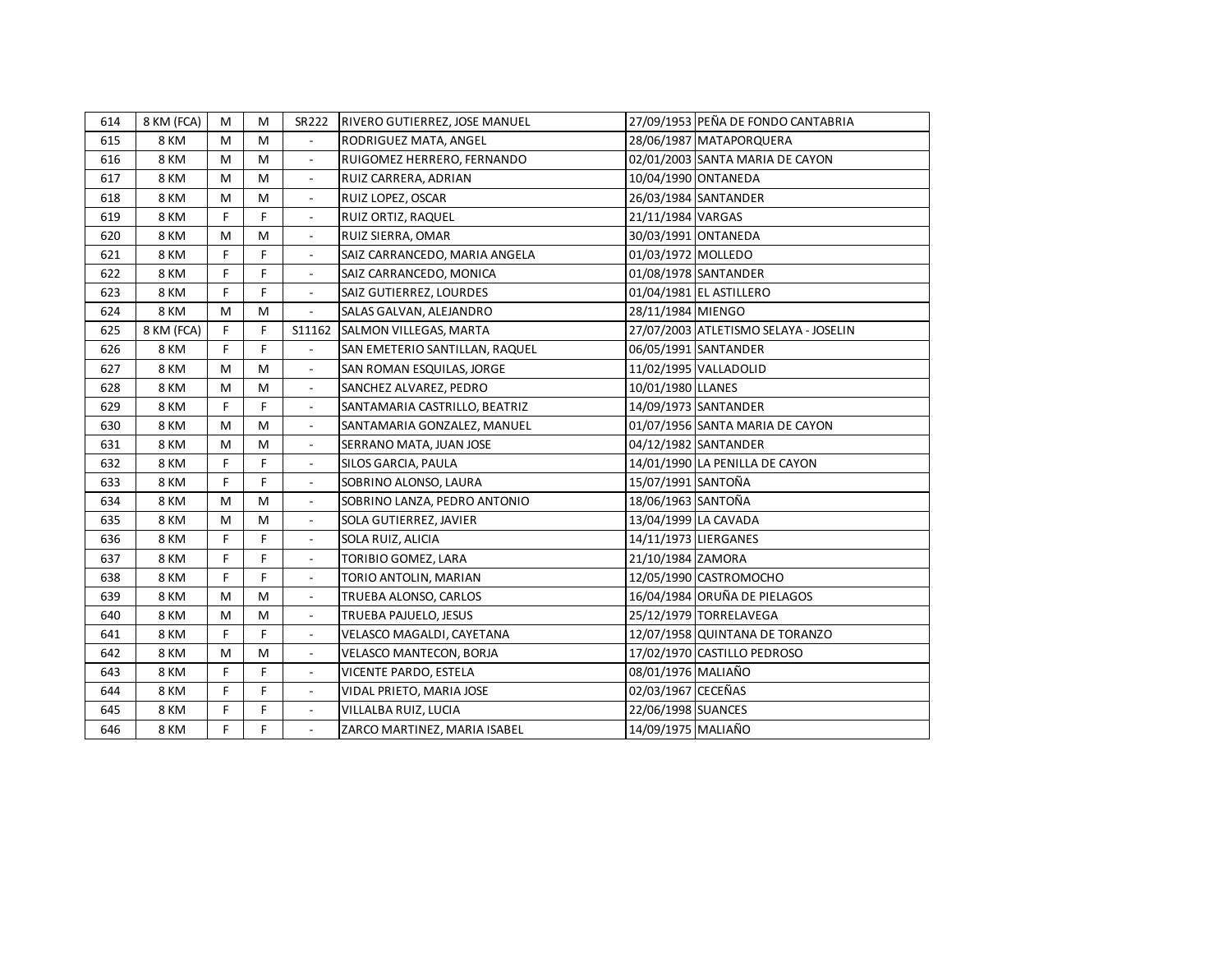| | | | | | | | |
|---|---|---|---|---|---|---|---|
| 614 | 8 KM (FCA) | M | M | SR222 | RIVERO GUTIERREZ, JOSE MANUEL | 27/09/1953 | PEÑA DE FONDO CANTABRIA |
| 615 | 8 KM | M | M | - | RODRIGUEZ MATA, ANGEL | 28/06/1987 | MATAPORQUERA |
| 616 | 8 KM | M | M | - | RUIGOMEZ HERRERO, FERNANDO | 02/01/2003 | SANTA MARIA DE CAYON |
| 617 | 8 KM | M | M | - | RUIZ CARRERA, ADRIAN | 10/04/1990 | ONTANEDA |
| 618 | 8 KM | M | M | - | RUIZ LOPEZ, OSCAR | 26/03/1984 | SANTANDER |
| 619 | 8 KM | F | F | - | RUIZ ORTIZ, RAQUEL | 21/11/1984 | VARGAS |
| 620 | 8 KM | M | M | - | RUIZ SIERRA, OMAR | 30/03/1991 | ONTANEDA |
| 621 | 8 KM | F | F | - | SAIZ CARRANCEDO, MARIA ANGELA | 01/03/1972 | MOLLEDO |
| 622 | 8 KM | F | F | - | SAIZ CARRANCEDO, MONICA | 01/08/1978 | SANTANDER |
| 623 | 8 KM | F | F | - | SAIZ GUTIERREZ, LOURDES | 01/04/1981 | EL ASTILLERO |
| 624 | 8 KM | M | M | - | SALAS GALVAN, ALEJANDRO | 28/11/1984 | MIENGO |
| 625 | 8 KM (FCA) | F | F | S11162 | SALMON VILLEGAS, MARTA | 27/07/2003 | ATLETISMO SELAYA - JOSELIN |
| 626 | 8 KM | F | F | - | SAN EMETERIO SANTILLAN, RAQUEL | 06/05/1991 | SANTANDER |
| 627 | 8 KM | M | M | - | SAN ROMAN ESQUILAS, JORGE | 11/02/1995 | VALLADOLID |
| 628 | 8 KM | M | M | - | SANCHEZ ALVAREZ, PEDRO | 10/01/1980 | LLANES |
| 629 | 8 KM | F | F | - | SANTAMARIA CASTRILLO, BEATRIZ | 14/09/1973 | SANTANDER |
| 630 | 8 KM | M | M | - | SANTAMARIA GONZALEZ, MANUEL | 01/07/1956 | SANTA MARIA DE CAYON |
| 631 | 8 KM | M | M | - | SERRANO MATA, JUAN JOSE | 04/12/1982 | SANTANDER |
| 632 | 8 KM | F | F | - | SILOS GARCIA, PAULA | 14/01/1990 | LA PENILLA DE CAYON |
| 633 | 8 KM | F | F | - | SOBRINO ALONSO, LAURA | 15/07/1991 | SANTOÑA |
| 634 | 8 KM | M | M | - | SOBRINO LANZA, PEDRO ANTONIO | 18/06/1963 | SANTOÑA |
| 635 | 8 KM | M | M | - | SOLA GUTIERREZ, JAVIER | 13/04/1999 | LA CAVADA |
| 636 | 8 KM | F | F | - | SOLA RUIZ, ALICIA | 14/11/1973 | LIERGANES |
| 637 | 8 KM | F | F | - | TORIBIO GOMEZ, LARA | 21/10/1984 | ZAMORA |
| 638 | 8 KM | F | F | - | TORIO ANTOLIN, MARIAN | 12/05/1990 | CASTROMOCHO |
| 639 | 8 KM | M | M | - | TRUEBA ALONSO, CARLOS | 16/04/1984 | ORUÑA DE PIELAGOS |
| 640 | 8 KM | M | M | - | TRUEBA PAJUELO, JESUS | 25/12/1979 | TORRELAVEGA |
| 641 | 8 KM | F | F | - | VELASCO MAGALDI, CAYETANA | 12/07/1958 | QUINTANA DE TORANZO |
| 642 | 8 KM | M | M | - | VELASCO MANTECON, BORJA | 17/02/1970 | CASTILLO PEDROSO |
| 643 | 8 KM | F | F | - | VICENTE PARDO, ESTELA | 08/01/1976 | MALIAÑO |
| 644 | 8 KM | F | F | - | VIDAL PRIETO, MARIA JOSE | 02/03/1967 | CECEÑAS |
| 645 | 8 KM | F | F | - | VILLALBA RUIZ, LUCIA | 22/06/1998 | SUANCES |
| 646 | 8 KM | F | F | - | ZARCO MARTINEZ, MARIA ISABEL | 14/09/1975 | MALIAÑO |